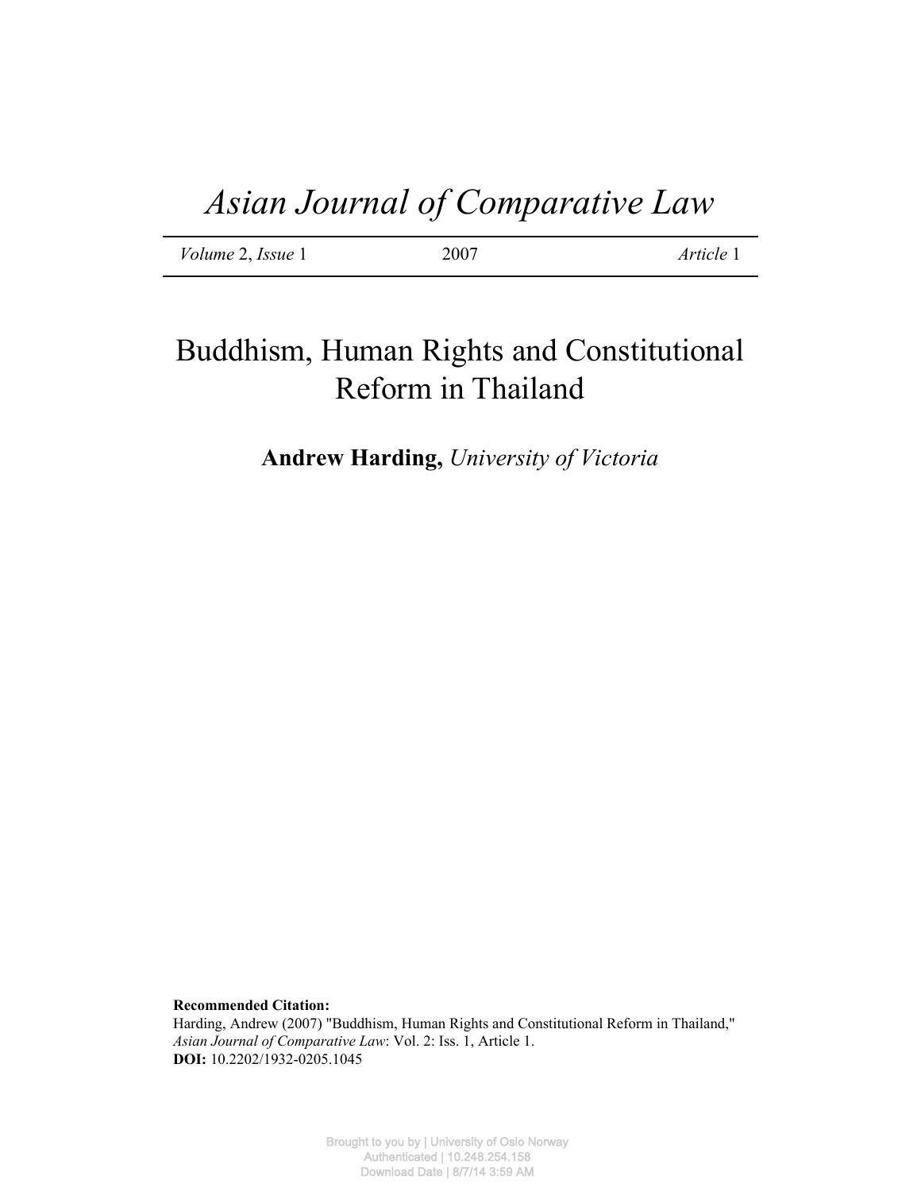# *Asian Journal of Comparative Law*

*Volume* 2, *Issue* 1 | 2007 | *Article* 1

## Buddhism, Human Rights and Constitutional Reform in Thailand

**Andrew Harding,** *University of Victoria*

**Recommended Citation:**
Harding, Andrew (2007) "Buddhism, Human Rights and Constitutional Reform in Thailand," *Asian Journal of Comparative Law*: Vol. 2: Iss. 1, Article 1.
**DOI:** 10.2202/1932-0205.1045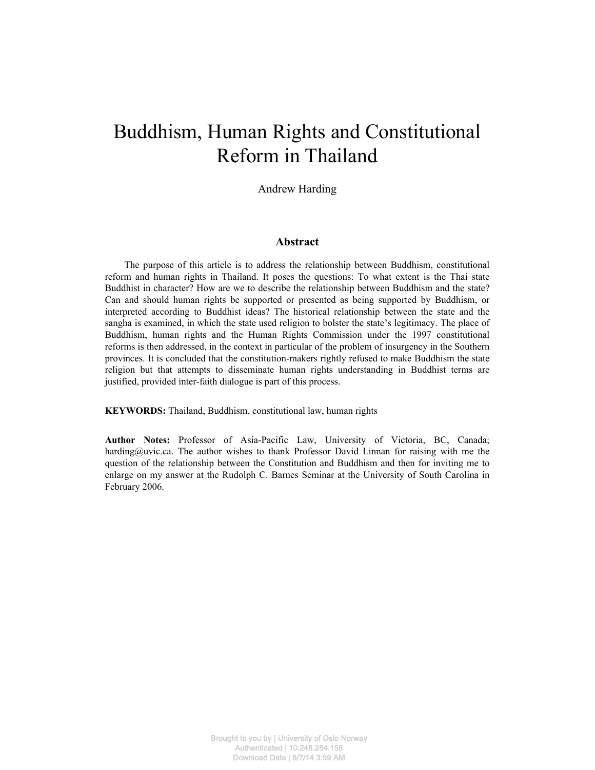# Buddhism, Human Rights and Constitutional Reform in Thailand

Andrew Harding

## Abstract

The purpose of this article is to address the relationship between Buddhism, constitutional reform and human rights in Thailand. It poses the questions: To what extent is the Thai state Buddhist in character? How are we to describe the relationship between Buddhism and the state? Can and should human rights be supported or presented as being supported by Buddhism, or interpreted according to Buddhist ideas? The historical relationship between the state and the sangha is examined, in which the state used religion to bolster the state's legitimacy. The place of Buddhism, human rights and the Human Rights Commission under the 1997 constitutional reforms is then addressed, in the context in particular of the problem of insurgency in the Southern provinces. It is concluded that the constitution-makers rightly refused to make Buddhism the state religion but that attempts to disseminate human rights understanding in Buddhist terms are justified, provided inter-faith dialogue is part of this process.

**KEYWORDS:** Thailand, Buddhism, constitutional law, human rights

**Author Notes:** Professor of Asia-Pacific Law, University of Victoria, BC, Canada; harding@uvic.ca. The author wishes to thank Professor David Linnan for raising with me the question of the relationship between the Constitution and Buddhism and then for inviting me to enlarge on my answer at the Rudolph C. Barnes Seminar at the University of South Carolina in February 2006.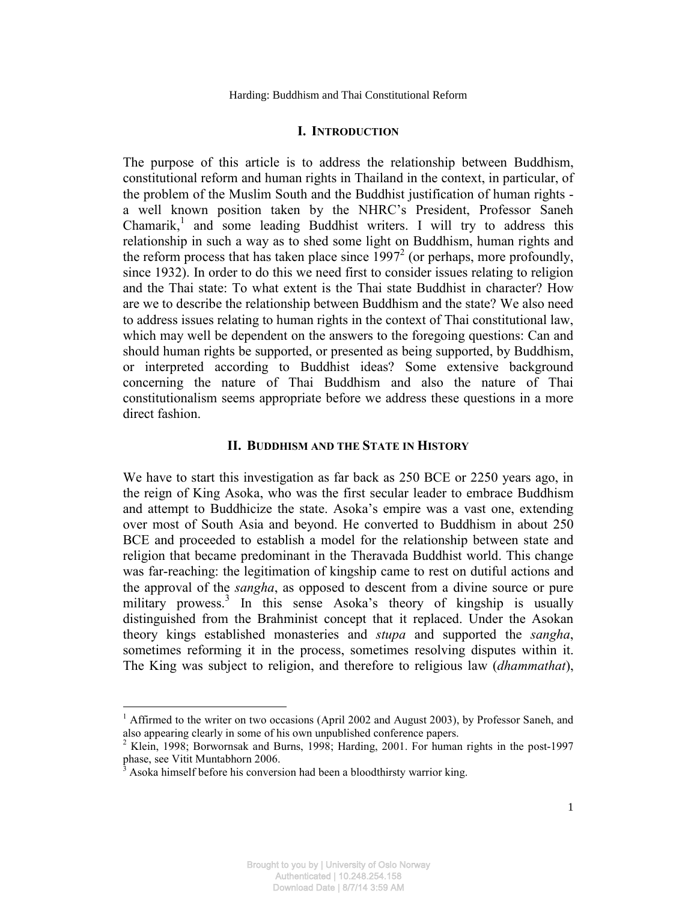## I. INTRODUCTION

The purpose of this article is to address the relationship between Buddhism, constitutional reform and human rights in Thailand in the context, in particular, of the problem of the Muslim South and the Buddhist justification of human rights - a well known position taken by the NHRC's President, Professor Saneh Chamarik,[1] and some leading Buddhist writers. I will try to address this relationship in such a way as to shed some light on Buddhism, human rights and the reform process that has taken place since 1997[2] (or perhaps, more profoundly, since 1932). In order to do this we need first to consider issues relating to religion and the Thai state: To what extent is the Thai state Buddhist in character? How are we to describe the relationship between Buddhism and the state? We also need to address issues relating to human rights in the context of Thai constitutional law, which may well be dependent on the answers to the foregoing questions: Can and should human rights be supported, or presented as being supported, by Buddhism, or interpreted according to Buddhist ideas? Some extensive background concerning the nature of Thai Buddhism and also the nature of Thai constitutionalism seems appropriate before we address these questions in a more direct fashion.

## II. BUDDHISM AND THE STATE IN HISTORY

We have to start this investigation as far back as 250 BCE or 2250 years ago, in the reign of King Asoka, who was the first secular leader to embrace Buddhism and attempt to Buddhicize the state. Asoka's empire was a vast one, extending over most of South Asia and beyond. He converted to Buddhism in about 250 BCE and proceeded to establish a model for the relationship between state and religion that became predominant in the Theravada Buddhist world. This change was far-reaching: the legitimation of kingship came to rest on dutiful actions and the approval of the *sangha*, as opposed to descent from a divine source or pure military prowess.[3] In this sense Asoka's theory of kingship is usually distinguished from the Brahminist concept that it replaced. Under the Asokan theory kings established monasteries and *stupa* and supported the *sangha*, sometimes reforming it in the process, sometimes resolving disputes within it. The King was subject to religion, and therefore to religious law (*dhammathat*),

---

[1] Affirmed to the writer on two occasions (April 2002 and August 2003), by Professor Saneh, and also appearing clearly in some of his own unpublished conference papers.

[2] Klein, 1998; Borwornsak and Burns, 1998; Harding, 2001. For human rights in the post-1997 phase, see Vitit Muntabhorn 2006.

[3] Asoka himself before his conversion had been a bloodthirsty warrior king.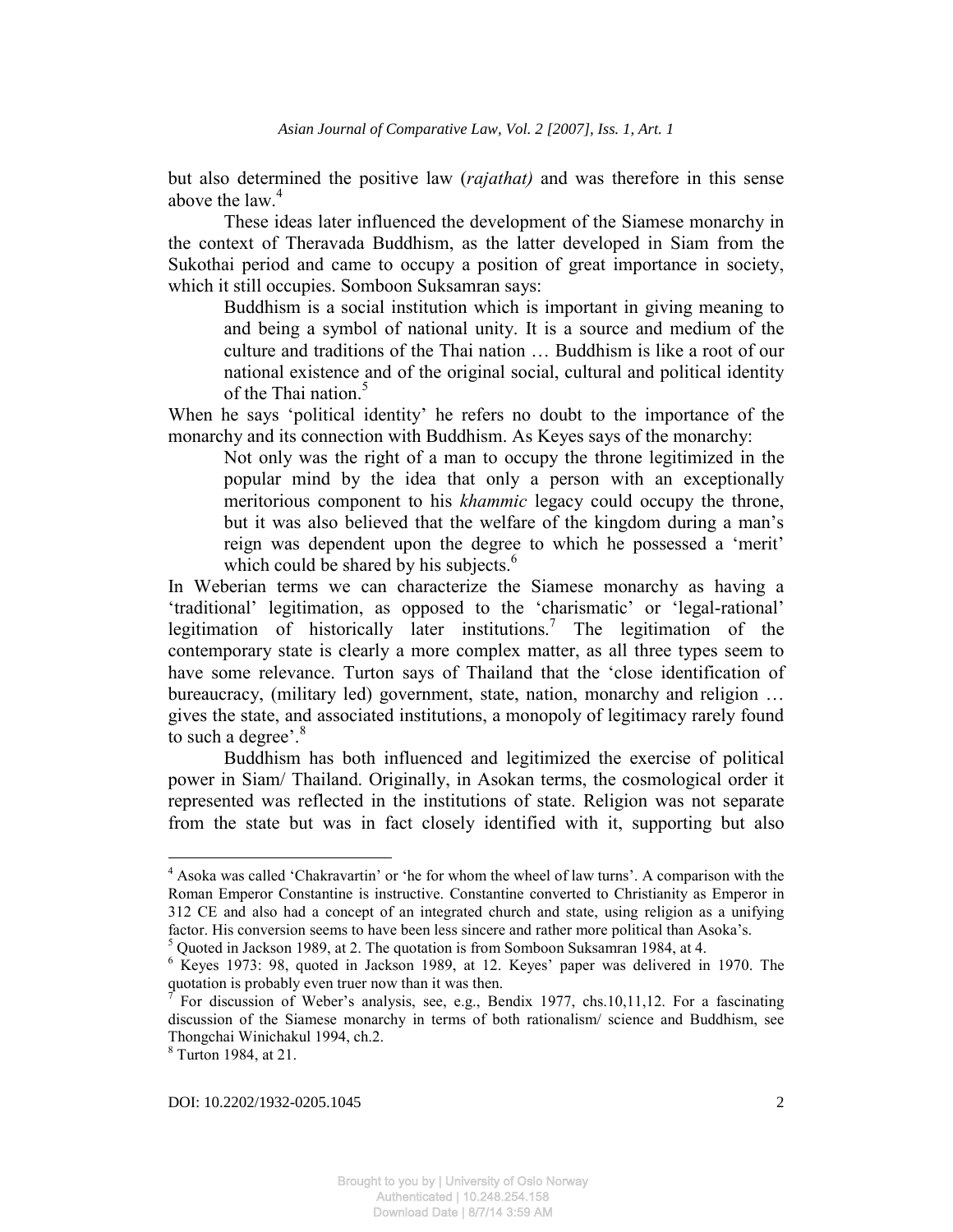but also determined the positive law (*rajathat)* and was therefore in this sense above the law.[4]

These ideas later influenced the development of the Siamese monarchy in the context of Theravada Buddhism, as the latter developed in Siam from the Sukothai period and came to occupy a position of great importance in society, which it still occupies. Somboon Suksamran says:

> Buddhism is a social institution which is important in giving meaning to and being a symbol of national unity. It is a source and medium of the culture and traditions of the Thai nation … Buddhism is like a root of our national existence and of the original social, cultural and political identity of the Thai nation.[5]

When he says 'political identity' he refers no doubt to the importance of the monarchy and its connection with Buddhism. As Keyes says of the monarchy:

> Not only was the right of a man to occupy the throne legitimized in the popular mind by the idea that only a person with an exceptionally meritorious component to his *khammic* legacy could occupy the throne, but it was also believed that the welfare of the kingdom during a man's reign was dependent upon the degree to which he possessed a 'merit' which could be shared by his subjects.[6]

In Weberian terms we can characterize the Siamese monarchy as having a 'traditional' legitimation, as opposed to the 'charismatic' or 'legal-rational' legitimation of historically later institutions.[7] The legitimation of the contemporary state is clearly a more complex matter, as all three types seem to have some relevance. Turton says of Thailand that the 'close identification of bureaucracy, (military led) government, state, nation, monarchy and religion … gives the state, and associated institutions, a monopoly of legitimacy rarely found to such a degree'.[8]

Buddhism has both influenced and legitimized the exercise of political power in Siam/ Thailand. Originally, in Asokan terms, the cosmological order it represented was reflected in the institutions of state. Religion was not separate from the state but was in fact closely identified with it, supporting but also

---

[4] Asoka was called 'Chakravartin' or 'he for whom the wheel of law turns'. A comparison with the Roman Emperor Constantine is instructive. Constantine converted to Christianity as Emperor in 312 CE and also had a concept of an integrated church and state, using religion as a unifying factor. His conversion seems to have been less sincere and rather more political than Asoka's.

[5] Quoted in Jackson 1989, at 2. The quotation is from Somboon Suksamran 1984, at 4.

[6] Keyes 1973: 98, quoted in Jackson 1989, at 12. Keyes' paper was delivered in 1970. The quotation is probably even truer now than it was then.

[7] For discussion of Weber's analysis, see, e.g., Bendix 1977, chs.10,11,12. For a fascinating discussion of the Siamese monarchy in terms of both rationalism/ science and Buddhism, see Thongchai Winichakul 1994, ch.2.

[8] Turton 1984, at 21.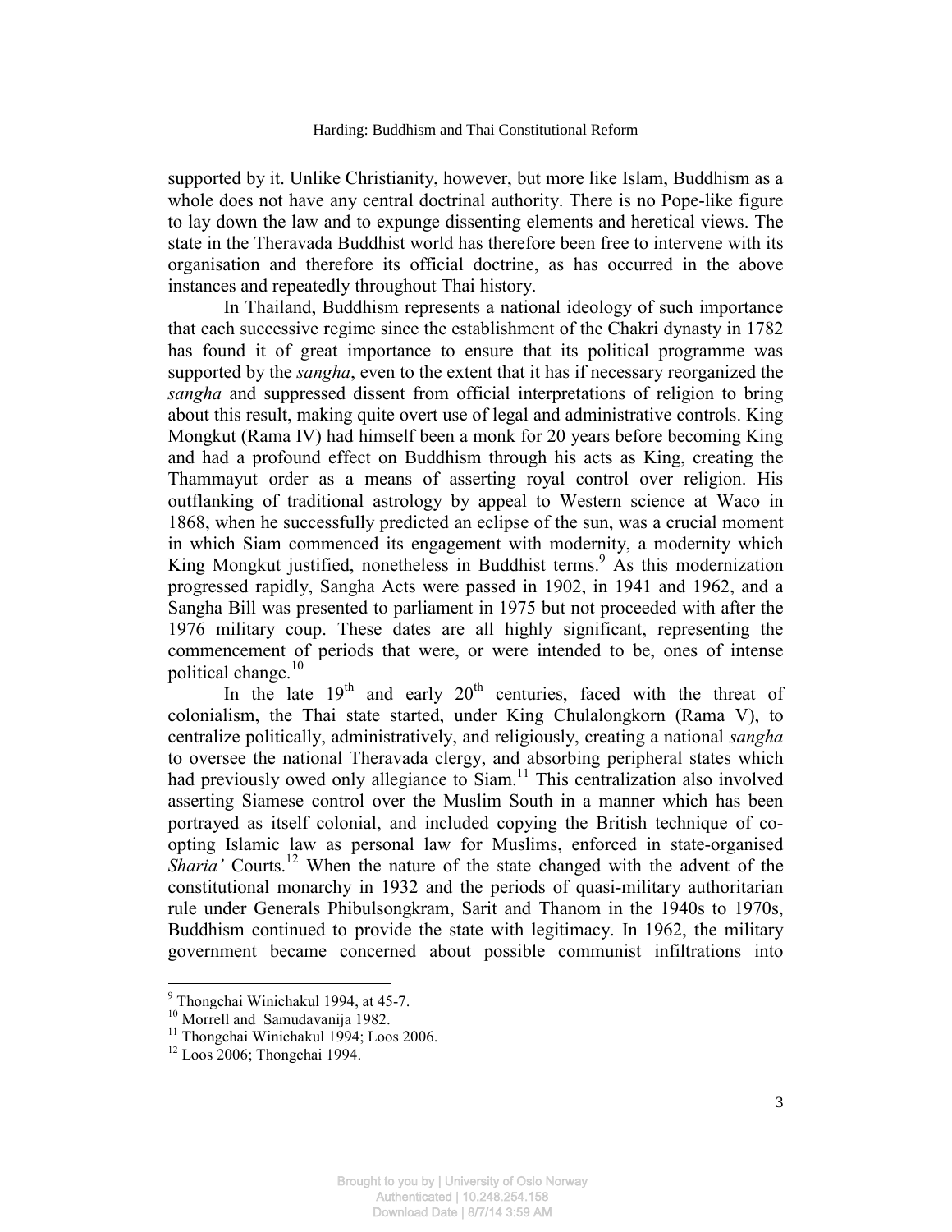supported by it. Unlike Christianity, however, but more like Islam, Buddhism as a whole does not have any central doctrinal authority. There is no Pope-like figure to lay down the law and to expunge dissenting elements and heretical views. The state in the Theravada Buddhist world has therefore been free to intervene with its organisation and therefore its official doctrine, as has occurred in the above instances and repeatedly throughout Thai history.

In Thailand, Buddhism represents a national ideology of such importance that each successive regime since the establishment of the Chakri dynasty in 1782 has found it of great importance to ensure that its political programme was supported by the *sangha*, even to the extent that it has if necessary reorganized the *sangha* and suppressed dissent from official interpretations of religion to bring about this result, making quite overt use of legal and administrative controls. King Mongkut (Rama IV) had himself been a monk for 20 years before becoming King and had a profound effect on Buddhism through his acts as King, creating the Thammayut order as a means of asserting royal control over religion. His outflanking of traditional astrology by appeal to Western science at Waco in 1868, when he successfully predicted an eclipse of the sun, was a crucial moment in which Siam commenced its engagement with modernity, a modernity which King Mongkut justified, nonetheless in Buddhist terms.[9] As this modernization progressed rapidly, Sangha Acts were passed in 1902, in 1941 and 1962, and a Sangha Bill was presented to parliament in 1975 but not proceeded with after the 1976 military coup. These dates are all highly significant, representing the commencement of periods that were, or were intended to be, ones of intense political change.[10]

In the late 19th and early 20th centuries, faced with the threat of colonialism, the Thai state started, under King Chulalongkorn (Rama V), to centralize politically, administratively, and religiously, creating a national *sangha* to oversee the national Theravada clergy, and absorbing peripheral states which had previously owed only allegiance to Siam.[11] This centralization also involved asserting Siamese control over the Muslim South in a manner which has been portrayed as itself colonial, and included copying the British technique of co-opting Islamic law as personal law for Muslims, enforced in state-organised *Sharia'* Courts.[12] When the nature of the state changed with the advent of the constitutional monarchy in 1932 and the periods of quasi-military authoritarian rule under Generals Phibulsongkram, Sarit and Thanom in the 1940s to 1970s, Buddhism continued to provide the state with legitimacy. In 1962, the military government became concerned about possible communist infiltrations into

---

[9] Thongchai Winichakul 1994, at 45-7.

[10] Morrell and Samudavanija 1982.

[11] Thongchai Winichakul 1994; Loos 2006.

[12] Loos 2006; Thongchai 1994.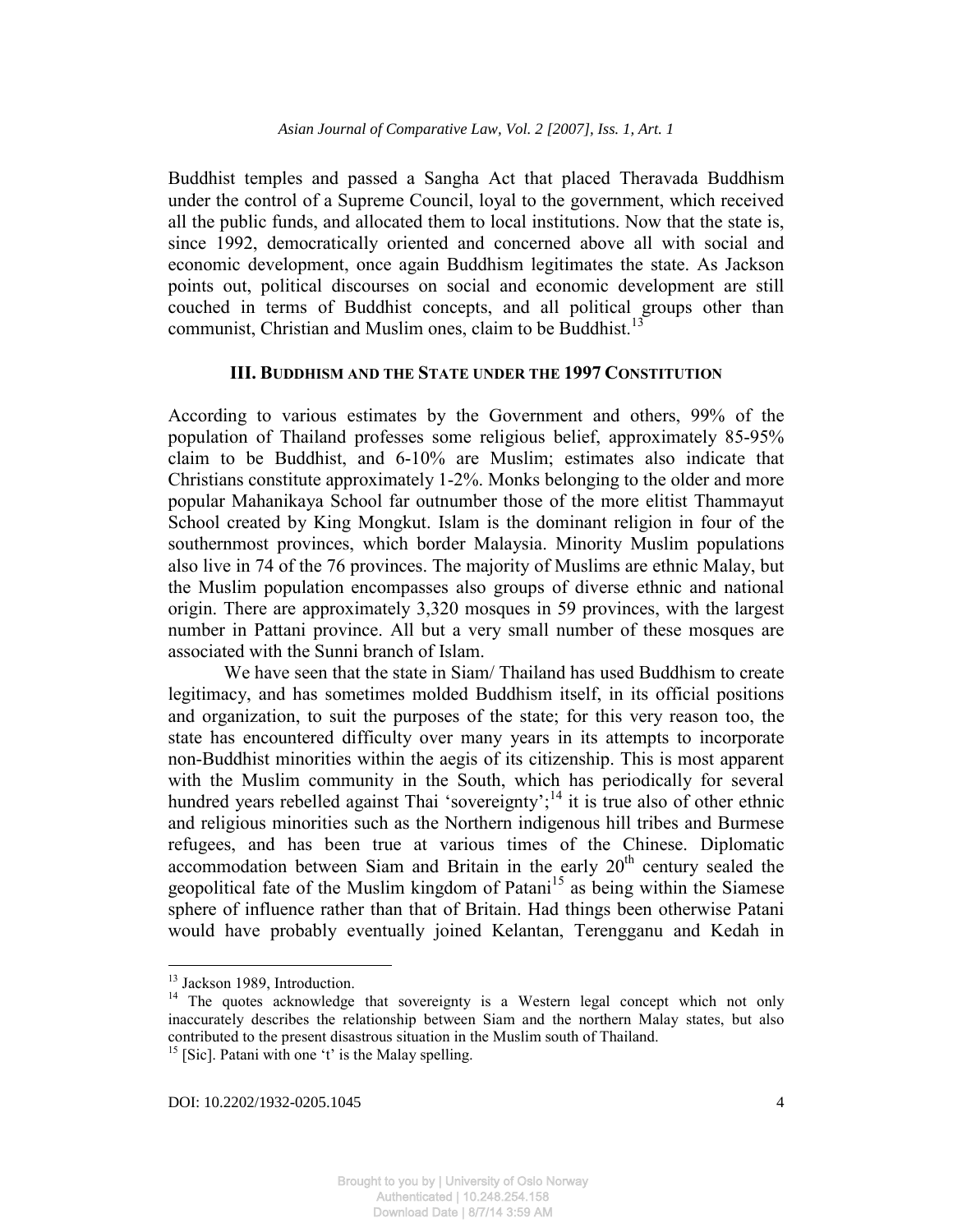Buddhist temples and passed a Sangha Act that placed Theravada Buddhism under the control of a Supreme Council, loyal to the government, which received all the public funds, and allocated them to local institutions. Now that the state is, since 1992, democratically oriented and concerned above all with social and economic development, once again Buddhism legitimates the state. As Jackson points out, political discourses on social and economic development are still couched in terms of Buddhist concepts, and all political groups other than communist, Christian and Muslim ones, claim to be Buddhist.[13]

## III. BUDDHISM AND THE STATE UNDER THE 1997 CONSTITUTION

According to various estimates by the Government and others, 99% of the population of Thailand professes some religious belief, approximately 85-95% claim to be Buddhist, and 6-10% are Muslim; estimates also indicate that Christians constitute approximately 1-2%. Monks belonging to the older and more popular Mahanikaya School far outnumber those of the more elitist Thammayut School created by King Mongkut. Islam is the dominant religion in four of the southernmost provinces, which border Malaysia. Minority Muslim populations also live in 74 of the 76 provinces. The majority of Muslims are ethnic Malay, but the Muslim population encompasses also groups of diverse ethnic and national origin. There are approximately 3,320 mosques in 59 provinces, with the largest number in Pattani province. All but a very small number of these mosques are associated with the Sunni branch of Islam.

We have seen that the state in Siam/ Thailand has used Buddhism to create legitimacy, and has sometimes molded Buddhism itself, in its official positions and organization, to suit the purposes of the state; for this very reason too, the state has encountered difficulty over many years in its attempts to incorporate non-Buddhist minorities within the aegis of its citizenship. This is most apparent with the Muslim community in the South, which has periodically for several hundred years rebelled against Thai 'sovereignty';[14] it is true also of other ethnic and religious minorities such as the Northern indigenous hill tribes and Burmese refugees, and has been true at various times of the Chinese. Diplomatic accommodation between Siam and Britain in the early 20th century sealed the geopolitical fate of the Muslim kingdom of Patani[15] as being within the Siamese sphere of influence rather than that of Britain. Had things been otherwise Patani would have probably eventually joined Kelantan, Terengganu and Kedah in

---

[13] Jackson 1989, Introduction.

[14] The quotes acknowledge that sovereignty is a Western legal concept which not only inaccurately describes the relationship between Siam and the northern Malay states, but also contributed to the present disastrous situation in the Muslim south of Thailand.

[15] [Sic]. Patani with one 't' is the Malay spelling.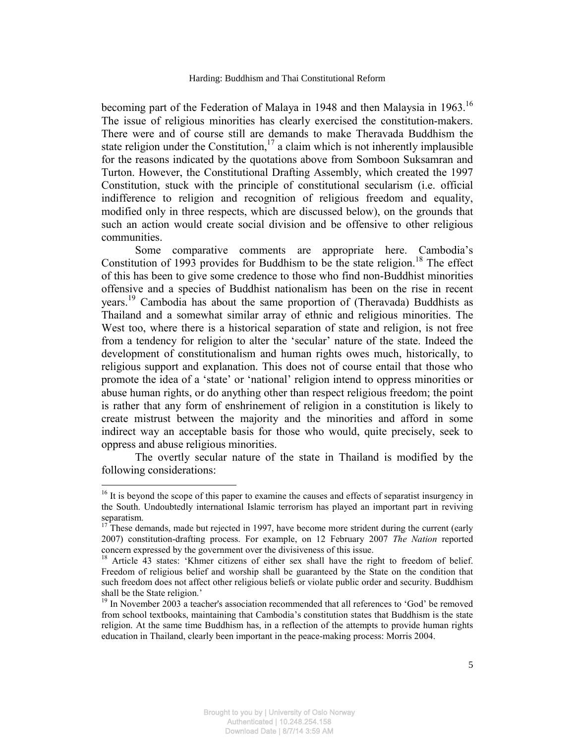becoming part of the Federation of Malaya in 1948 and then Malaysia in 1963.[16] The issue of religious minorities has clearly exercised the constitution-makers. There were and of course still are demands to make Theravada Buddhism the state religion under the Constitution,[17] a claim which is not inherently implausible for the reasons indicated by the quotations above from Somboon Suksamran and Turton. However, the Constitutional Drafting Assembly, which created the 1997 Constitution, stuck with the principle of constitutional secularism (i.e. official indifference to religion and recognition of religious freedom and equality, modified only in three respects, which are discussed below), on the grounds that such an action would create social division and be offensive to other religious communities.

Some comparative comments are appropriate here. Cambodia's Constitution of 1993 provides for Buddhism to be the state religion.[18] The effect of this has been to give some credence to those who find non-Buddhist minorities offensive and a species of Buddhist nationalism has been on the rise in recent years.[19] Cambodia has about the same proportion of (Theravada) Buddhists as Thailand and a somewhat similar array of ethnic and religious minorities. The West too, where there is a historical separation of state and religion, is not free from a tendency for religion to alter the 'secular' nature of the state. Indeed the development of constitutionalism and human rights owes much, historically, to religious support and explanation. This does not of course entail that those who promote the idea of a 'state' or 'national' religion intend to oppress minorities or abuse human rights, or do anything other than respect religious freedom; the point is rather that any form of enshrinement of religion in a constitution is likely to create mistrust between the majority and the minorities and afford in some indirect way an acceptable basis for those who would, quite precisely, seek to oppress and abuse religious minorities.

The overtly secular nature of the state in Thailand is modified by the following considerations:

---

[16] It is beyond the scope of this paper to examine the causes and effects of separatist insurgency in the South. Undoubtedly international Islamic terrorism has played an important part in reviving separatism.

[17] These demands, made but rejected in 1997, have become more strident during the current (early 2007) constitution-drafting process. For example, on 12 February 2007 *The Nation* reported concern expressed by the government over the divisiveness of this issue.

[18] Article 43 states: 'Khmer citizens of either sex shall have the right to freedom of belief. Freedom of religious belief and worship shall be guaranteed by the State on the condition that such freedom does not affect other religious beliefs or violate public order and security. Buddhism shall be the State religion.'

[19] In November 2003 a teacher's association recommended that all references to 'God' be removed from school textbooks, maintaining that Cambodia's constitution states that Buddhism is the state religion. At the same time Buddhism has, in a reflection of the attempts to provide human rights education in Thailand, clearly been important in the peace-making process: Morris 2004.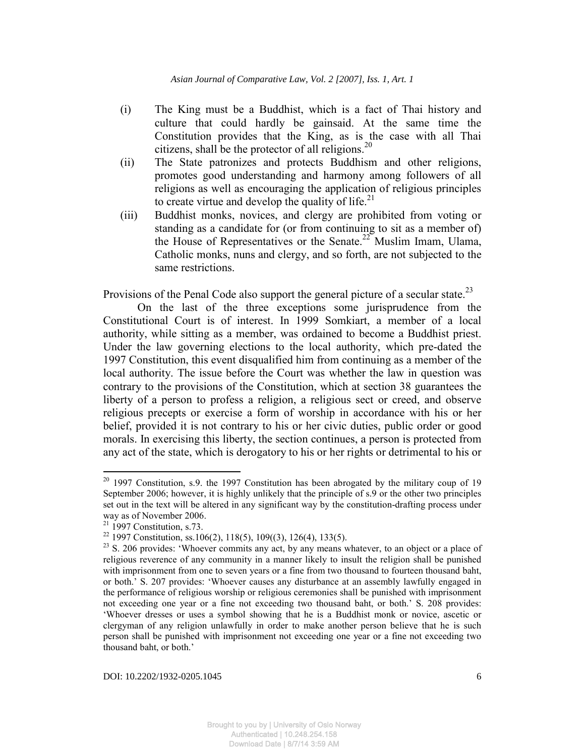(i) The King must be a Buddhist, which is a fact of Thai history and culture that could hardly be gainsaid. At the same time the Constitution provides that the King, as is the case with all Thai citizens, shall be the protector of all religions.[20]

(ii) The State patronizes and protects Buddhism and other religions, promotes good understanding and harmony among followers of all religions as well as encouraging the application of religious principles to create virtue and develop the quality of life.[21]

(iii) Buddhist monks, novices, and clergy are prohibited from voting or standing as a candidate for (or from continuing to sit as a member of) the House of Representatives or the Senate.[22] Muslim Imam, Ulama, Catholic monks, nuns and clergy, and so forth, are not subjected to the same restrictions.

Provisions of the Penal Code also support the general picture of a secular state.[23]

On the last of the three exceptions some jurisprudence from the Constitutional Court is of interest. In 1999 Somkiart, a member of a local authority, while sitting as a member, was ordained to become a Buddhist priest. Under the law governing elections to the local authority, which pre-dated the 1997 Constitution, this event disqualified him from continuing as a member of the local authority. The issue before the Court was whether the law in question was contrary to the provisions of the Constitution, which at section 38 guarantees the liberty of a person to profess a religion, a religious sect or creed, and observe religious precepts or exercise a form of worship in accordance with his or her belief, provided it is not contrary to his or her civic duties, public order or good morals. In exercising this liberty, the section continues, a person is protected from any act of the state, which is derogatory to his or her rights or detrimental to his or

---

[20] 1997 Constitution, s.9. the 1997 Constitution has been abrogated by the military coup of 19 September 2006; however, it is highly unlikely that the principle of s.9 or the other two principles set out in the text will be altered in any significant way by the constitution-drafting process under way as of November 2006.

[21] 1997 Constitution, s.73.

[22] 1997 Constitution, ss.106(2), 118(5), 109((3), 126(4), 133(5).

[23] S. 206 provides: 'Whoever commits any act, by any means whatever, to an object or a place of religious reverence of any community in a manner likely to insult the religion shall be punished with imprisonment from one to seven years or a fine from two thousand to fourteen thousand baht, or both.' S. 207 provides: 'Whoever causes any disturbance at an assembly lawfully engaged in the performance of religious worship or religious ceremonies shall be punished with imprisonment not exceeding one year or a fine not exceeding two thousand baht, or both.' S. 208 provides: 'Whoever dresses or uses a symbol showing that he is a Buddhist monk or novice, ascetic or clergyman of any religion unlawfully in order to make another person believe that he is such person shall be punished with imprisonment not exceeding one year or a fine not exceeding two thousand baht, or both.'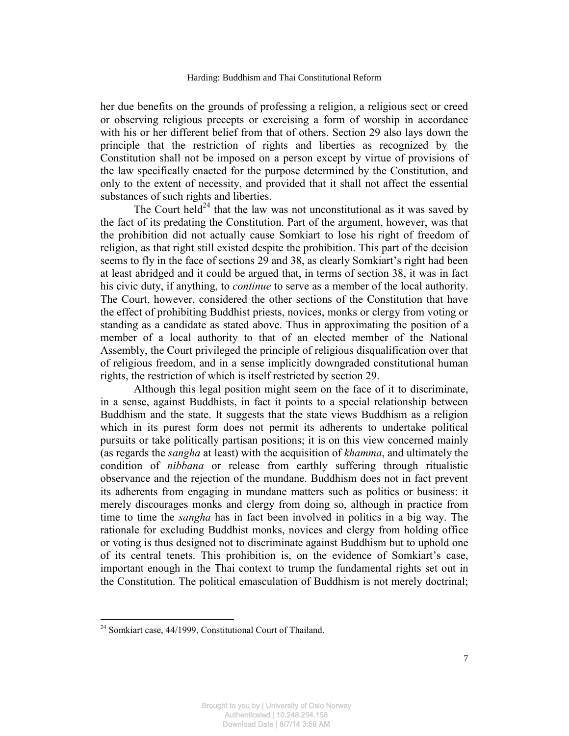her due benefits on the grounds of professing a religion, a religious sect or creed or observing religious precepts or exercising a form of worship in accordance with his or her different belief from that of others. Section 29 also lays down the principle that the restriction of rights and liberties as recognized by the Constitution shall not be imposed on a person except by virtue of provisions of the law specifically enacted for the purpose determined by the Constitution, and only to the extent of necessity, and provided that it shall not affect the essential substances of such rights and liberties.

The Court held[24] that the law was not unconstitutional as it was saved by the fact of its predating the Constitution. Part of the argument, however, was that the prohibition did not actually cause Somkiart to lose his right of freedom of religion, as that right still existed despite the prohibition. This part of the decision seems to fly in the face of sections 29 and 38, as clearly Somkiart's right had been at least abridged and it could be argued that, in terms of section 38, it was in fact his civic duty, if anything, to *continue* to serve as a member of the local authority. The Court, however, considered the other sections of the Constitution that have the effect of prohibiting Buddhist priests, novices, monks or clergy from voting or standing as a candidate as stated above. Thus in approximating the position of a member of a local authority to that of an elected member of the National Assembly, the Court privileged the principle of religious disqualification over that of religious freedom, and in a sense implicitly downgraded constitutional human rights, the restriction of which is itself restricted by section 29.

Although this legal position might seem on the face of it to discriminate, in a sense, against Buddhists, in fact it points to a special relationship between Buddhism and the state. It suggests that the state views Buddhism as a religion which in its purest form does not permit its adherents to undertake political pursuits or take politically partisan positions; it is on this view concerned mainly (as regards the *sangha* at least) with the acquisition of *khamma*, and ultimately the condition of *nibbana* or release from earthly suffering through ritualistic observance and the rejection of the mundane. Buddhism does not in fact prevent its adherents from engaging in mundane matters such as politics or business: it merely discourages monks and clergy from doing so, although in practice from time to time the *sangha* has in fact been involved in politics in a big way. The rationale for excluding Buddhist monks, novices and clergy from holding office or voting is thus designed not to discriminate against Buddhism but to uphold one of its central tenets. This prohibition is, on the evidence of Somkiart's case, important enough in the Thai context to trump the fundamental rights set out in the Constitution. The political emasculation of Buddhism is not merely doctrinal;

[24] Somkiart case, 44/1999, Constitutional Court of Thailand.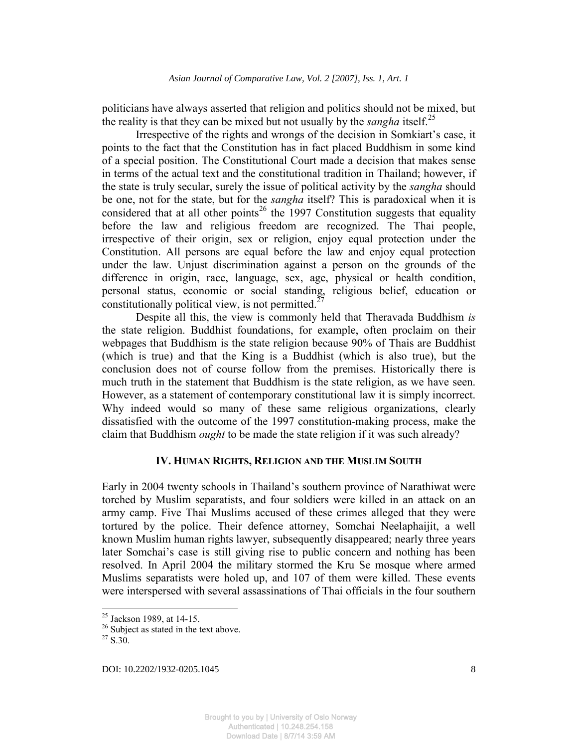politicians have always asserted that religion and politics should not be mixed, but the reality is that they can be mixed but not usually by the *sangha* itself.[25]

Irrespective of the rights and wrongs of the decision in Somkiart's case, it points to the fact that the Constitution has in fact placed Buddhism in some kind of a special position. The Constitutional Court made a decision that makes sense in terms of the actual text and the constitutional tradition in Thailand; however, if the state is truly secular, surely the issue of political activity by the *sangha* should be one, not for the state, but for the *sangha* itself? This is paradoxical when it is considered that at all other points[26] the 1997 Constitution suggests that equality before the law and religious freedom are recognized. The Thai people, irrespective of their origin, sex or religion, enjoy equal protection under the Constitution. All persons are equal before the law and enjoy equal protection under the law. Unjust discrimination against a person on the grounds of the difference in origin, race, language, sex, age, physical or health condition, personal status, economic or social standing, religious belief, education or constitutionally political view, is not permitted.[27]

Despite all this, the view is commonly held that Theravada Buddhism *is* the state religion. Buddhist foundations, for example, often proclaim on their webpages that Buddhism is the state religion because 90% of Thais are Buddhist (which is true) and that the King is a Buddhist (which is also true), but the conclusion does not of course follow from the premises. Historically there is much truth in the statement that Buddhism is the state religion, as we have seen. However, as a statement of contemporary constitutional law it is simply incorrect. Why indeed would so many of these same religious organizations, clearly dissatisfied with the outcome of the 1997 constitution-making process, make the claim that Buddhism *ought* to be made the state religion if it was such already?

## IV. Human Rights, Religion and the Muslim South

Early in 2004 twenty schools in Thailand's southern province of Narathiwat were torched by Muslim separatists, and four soldiers were killed in an attack on an army camp. Five Thai Muslims accused of these crimes alleged that they were tortured by the police. Their defence attorney, Somchai Neelaphaijit, a well known Muslim human rights lawyer, subsequently disappeared; nearly three years later Somchai's case is still giving rise to public concern and nothing has been resolved. In April 2004 the military stormed the Kru Se mosque where armed Muslims separatists were holed up, and 107 of them were killed. These events were interspersed with several assassinations of Thai officials in the four southern

---

[25] Jackson 1989, at 14-15.

[26] Subject as stated in the text above.

[27] S.30.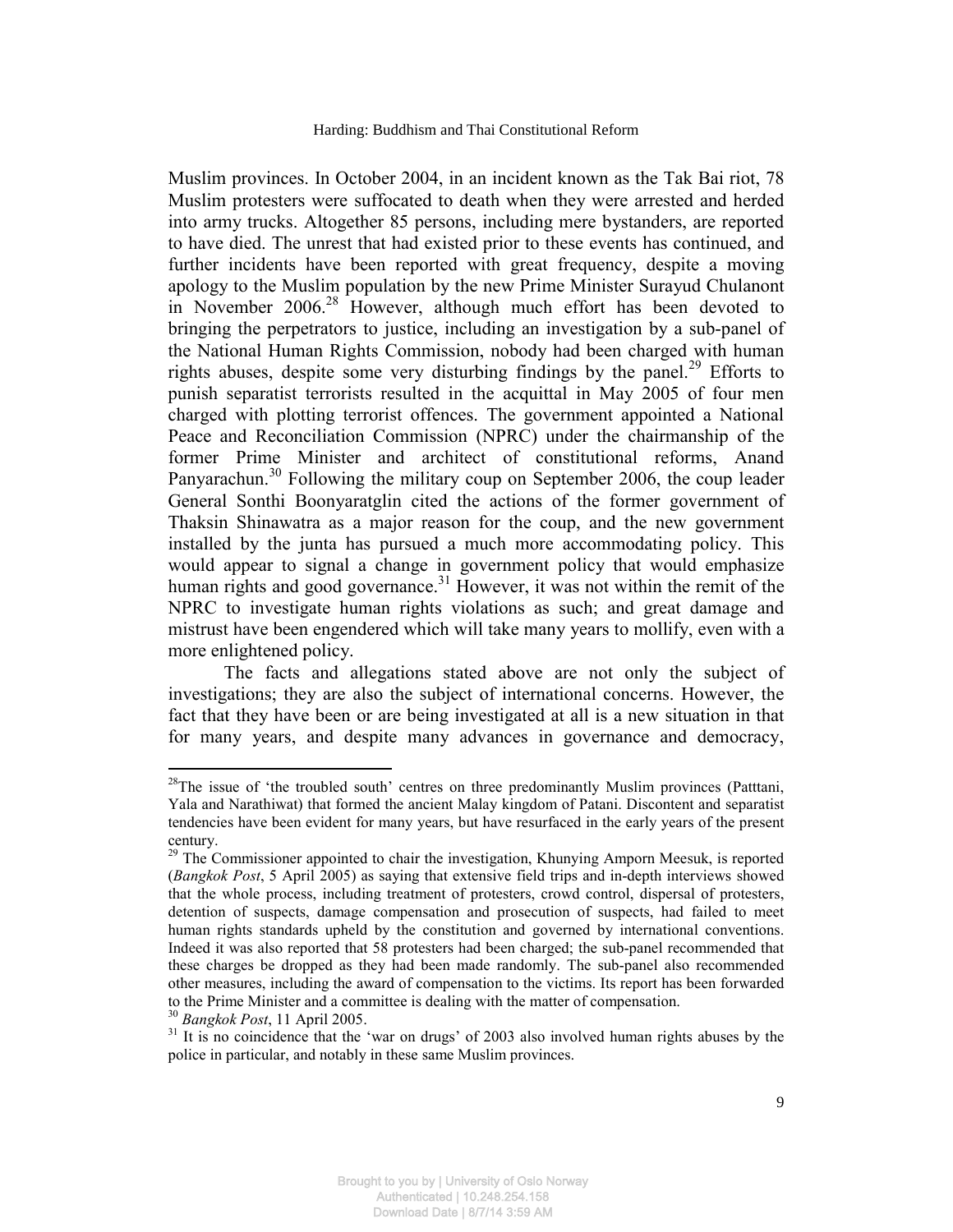Muslim provinces. In October 2004, in an incident known as the Tak Bai riot, 78 Muslim protesters were suffocated to death when they were arrested and herded into army trucks. Altogether 85 persons, including mere bystanders, are reported to have died. The unrest that had existed prior to these events has continued, and further incidents have been reported with great frequency, despite a moving apology to the Muslim population by the new Prime Minister Surayud Chulanont in November 2006.[28] However, although much effort has been devoted to bringing the perpetrators to justice, including an investigation by a sub-panel of the National Human Rights Commission, nobody had been charged with human rights abuses, despite some very disturbing findings by the panel.[29] Efforts to punish separatist terrorists resulted in the acquittal in May 2005 of four men charged with plotting terrorist offences. The government appointed a National Peace and Reconciliation Commission (NPRC) under the chairmanship of the former Prime Minister and architect of constitutional reforms, Anand Panyarachun.[30] Following the military coup on September 2006, the coup leader General Sonthi Boonyaratglin cited the actions of the former government of Thaksin Shinawatra as a major reason for the coup, and the new government installed by the junta has pursued a much more accommodating policy. This would appear to signal a change in government policy that would emphasize human rights and good governance.[31] However, it was not within the remit of the NPRC to investigate human rights violations as such; and great damage and mistrust have been engendered which will take many years to mollify, even with a more enlightened policy.

The facts and allegations stated above are not only the subject of investigations; they are also the subject of international concerns. However, the fact that they have been or are being investigated at all is a new situation in that for many years, and despite many advances in governance and democracy,

---

[28] The issue of 'the troubled south' centres on three predominantly Muslim provinces (Patttani, Yala and Narathiwat) that formed the ancient Malay kingdom of Patani. Discontent and separatist tendencies have been evident for many years, but have resurfaced in the early years of the present century.

[29] The Commissioner appointed to chair the investigation, Khunying Amporn Meesuk, is reported (*Bangkok Post*, 5 April 2005) as saying that extensive field trips and in-depth interviews showed that the whole process, including treatment of protesters, crowd control, dispersal of protesters, detention of suspects, damage compensation and prosecution of suspects, had failed to meet human rights standards upheld by the constitution and governed by international conventions. Indeed it was also reported that 58 protesters had been charged; the sub-panel recommended that these charges be dropped as they had been made randomly. The sub-panel also recommended other measures, including the award of compensation to the victims. Its report has been forwarded to the Prime Minister and a committee is dealing with the matter of compensation.

[30] *Bangkok Post*, 11 April 2005.

[31] It is no coincidence that the 'war on drugs' of 2003 also involved human rights abuses by the police in particular, and notably in these same Muslim provinces.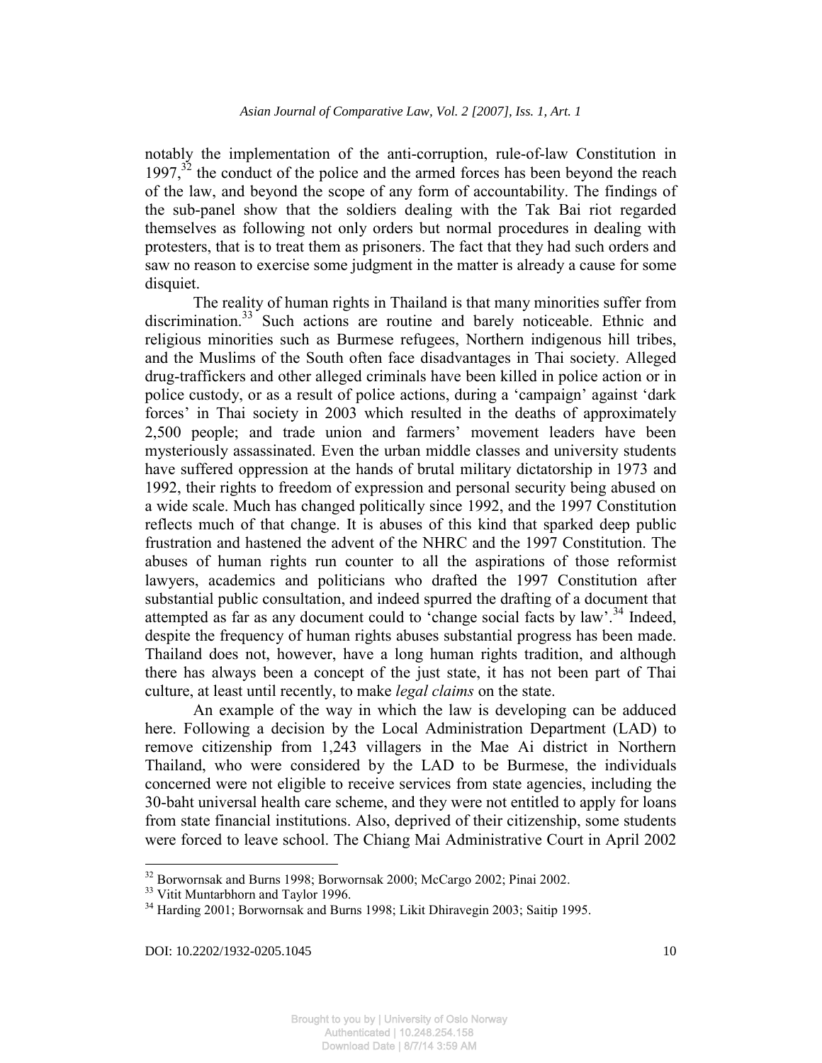notably the implementation of the anti-corruption, rule-of-law Constitution in 1997,[32] the conduct of the police and the armed forces has been beyond the reach of the law, and beyond the scope of any form of accountability. The findings of the sub-panel show that the soldiers dealing with the Tak Bai riot regarded themselves as following not only orders but normal procedures in dealing with protesters, that is to treat them as prisoners. The fact that they had such orders and saw no reason to exercise some judgment in the matter is already a cause for some disquiet.

The reality of human rights in Thailand is that many minorities suffer from discrimination.[33] Such actions are routine and barely noticeable. Ethnic and religious minorities such as Burmese refugees, Northern indigenous hill tribes, and the Muslims of the South often face disadvantages in Thai society. Alleged drug-traffickers and other alleged criminals have been killed in police action or in police custody, or as a result of police actions, during a 'campaign' against 'dark forces' in Thai society in 2003 which resulted in the deaths of approximately 2,500 people; and trade union and farmers' movement leaders have been mysteriously assassinated. Even the urban middle classes and university students have suffered oppression at the hands of brutal military dictatorship in 1973 and 1992, their rights to freedom of expression and personal security being abused on a wide scale. Much has changed politically since 1992, and the 1997 Constitution reflects much of that change. It is abuses of this kind that sparked deep public frustration and hastened the advent of the NHRC and the 1997 Constitution. The abuses of human rights run counter to all the aspirations of those reformist lawyers, academics and politicians who drafted the 1997 Constitution after substantial public consultation, and indeed spurred the drafting of a document that attempted as far as any document could to 'change social facts by law'.[34] Indeed, despite the frequency of human rights abuses substantial progress has been made. Thailand does not, however, have a long human rights tradition, and although there has always been a concept of the just state, it has not been part of Thai culture, at least until recently, to make *legal claims* on the state.

An example of the way in which the law is developing can be adduced here. Following a decision by the Local Administration Department (LAD) to remove citizenship from 1,243 villagers in the Mae Ai district in Northern Thailand, who were considered by the LAD to be Burmese, the individuals concerned were not eligible to receive services from state agencies, including the 30-baht universal health care scheme, and they were not entitled to apply for loans from state financial institutions. Also, deprived of their citizenship, some students were forced to leave school. The Chiang Mai Administrative Court in April 2002

---

[32] Borwornsak and Burns 1998; Borwornsak 2000; McCargo 2002; Pinai 2002.

[33] Vitit Muntarbhorn and Taylor 1996.

[34] Harding 2001; Borwornsak and Burns 1998; Likit Dhiravegin 2003; Saitip 1995.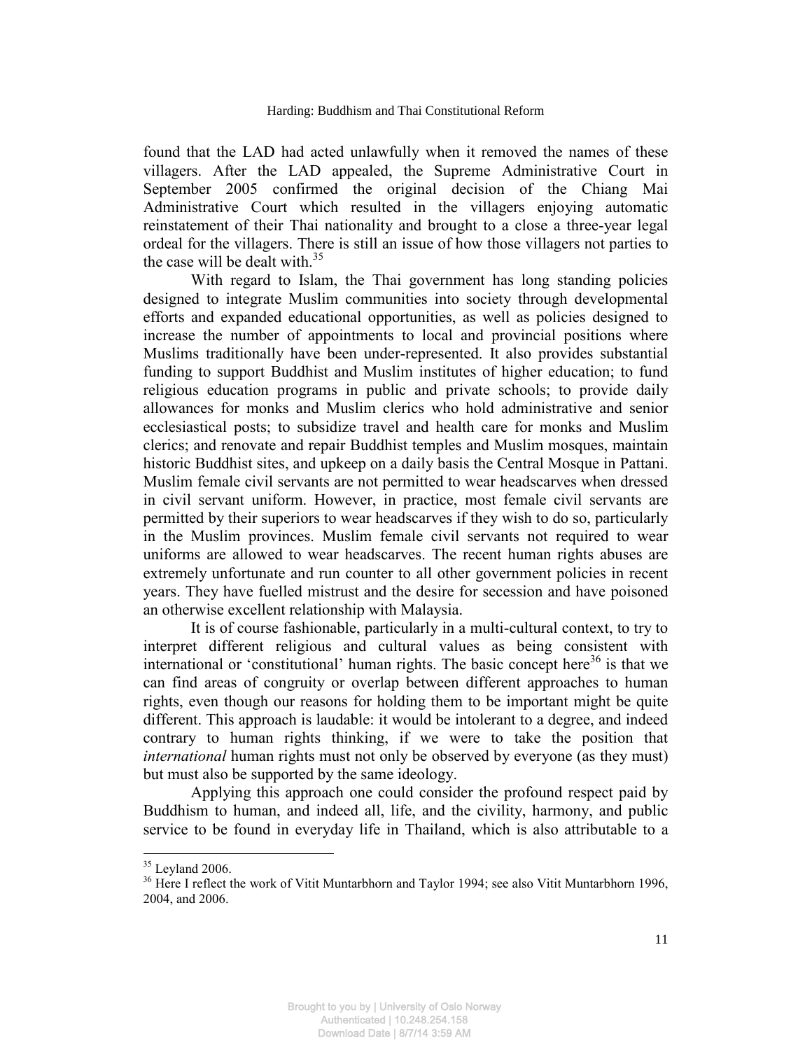found that the LAD had acted unlawfully when it removed the names of these villagers. After the LAD appealed, the Supreme Administrative Court in September 2005 confirmed the original decision of the Chiang Mai Administrative Court which resulted in the villagers enjoying automatic reinstatement of their Thai nationality and brought to a close a three-year legal ordeal for the villagers. There is still an issue of how those villagers not parties to the case will be dealt with.[35]

With regard to Islam, the Thai government has long standing policies designed to integrate Muslim communities into society through developmental efforts and expanded educational opportunities, as well as policies designed to increase the number of appointments to local and provincial positions where Muslims traditionally have been under-represented. It also provides substantial funding to support Buddhist and Muslim institutes of higher education; to fund religious education programs in public and private schools; to provide daily allowances for monks and Muslim clerics who hold administrative and senior ecclesiastical posts; to subsidize travel and health care for monks and Muslim clerics; and renovate and repair Buddhist temples and Muslim mosques, maintain historic Buddhist sites, and upkeep on a daily basis the Central Mosque in Pattani. Muslim female civil servants are not permitted to wear headscarves when dressed in civil servant uniform. However, in practice, most female civil servants are permitted by their superiors to wear headscarves if they wish to do so, particularly in the Muslim provinces. Muslim female civil servants not required to wear uniforms are allowed to wear headscarves. The recent human rights abuses are extremely unfortunate and run counter to all other government policies in recent years. They have fuelled mistrust and the desire for secession and have poisoned an otherwise excellent relationship with Malaysia.

It is of course fashionable, particularly in a multi-cultural context, to try to interpret different religious and cultural values as being consistent with international or 'constitutional' human rights. The basic concept here[36] is that we can find areas of congruity or overlap between different approaches to human rights, even though our reasons for holding them to be important might be quite different. This approach is laudable: it would be intolerant to a degree, and indeed contrary to human rights thinking, if we were to take the position that *international* human rights must not only be observed by everyone (as they must) but must also be supported by the same ideology.

Applying this approach one could consider the profound respect paid by Buddhism to human, and indeed all, life, and the civility, harmony, and public service to be found in everyday life in Thailand, which is also attributable to a

---

[35] Leyland 2006.

[36] Here I reflect the work of Vitit Muntarbhorn and Taylor 1994; see also Vitit Muntarbhorn 1996, 2004, and 2006.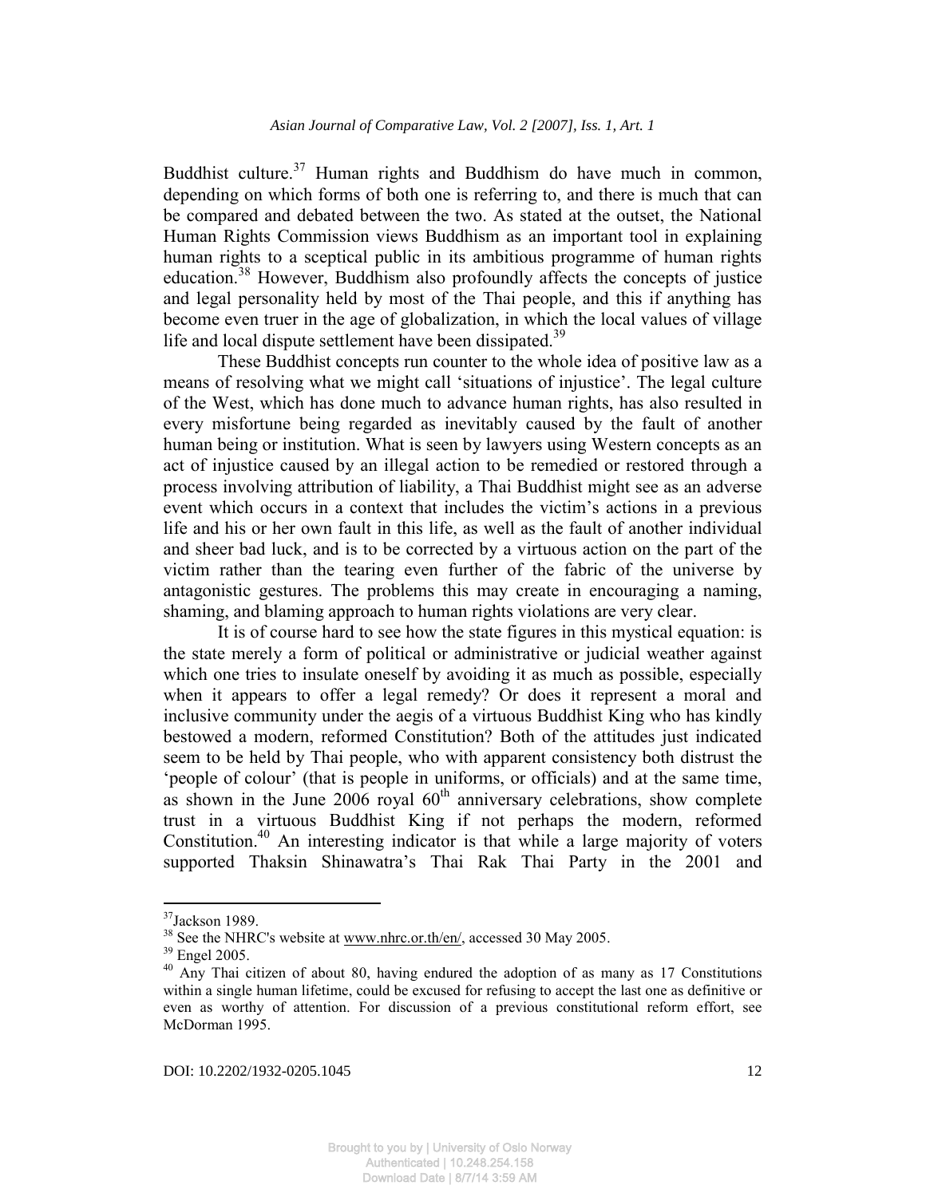Buddhist culture.[37] Human rights and Buddhism do have much in common, depending on which forms of both one is referring to, and there is much that can be compared and debated between the two. As stated at the outset, the National Human Rights Commission views Buddhism as an important tool in explaining human rights to a sceptical public in its ambitious programme of human rights education.[38] However, Buddhism also profoundly affects the concepts of justice and legal personality held by most of the Thai people, and this if anything has become even truer in the age of globalization, in which the local values of village life and local dispute settlement have been dissipated.[39]

These Buddhist concepts run counter to the whole idea of positive law as a means of resolving what we might call 'situations of injustice'. The legal culture of the West, which has done much to advance human rights, has also resulted in every misfortune being regarded as inevitably caused by the fault of another human being or institution. What is seen by lawyers using Western concepts as an act of injustice caused by an illegal action to be remedied or restored through a process involving attribution of liability, a Thai Buddhist might see as an adverse event which occurs in a context that includes the victim's actions in a previous life and his or her own fault in this life, as well as the fault of another individual and sheer bad luck, and is to be corrected by a virtuous action on the part of the victim rather than the tearing even further of the fabric of the universe by antagonistic gestures. The problems this may create in encouraging a naming, shaming, and blaming approach to human rights violations are very clear.

It is of course hard to see how the state figures in this mystical equation: is the state merely a form of political or administrative or judicial weather against which one tries to insulate oneself by avoiding it as much as possible, especially when it appears to offer a legal remedy? Or does it represent a moral and inclusive community under the aegis of a virtuous Buddhist King who has kindly bestowed a modern, reformed Constitution? Both of the attitudes just indicated seem to be held by Thai people, who with apparent consistency both distrust the 'people of colour' (that is people in uniforms, or officials) and at the same time, as shown in the June 2006 royal 60th anniversary celebrations, show complete trust in a virtuous Buddhist King if not perhaps the modern, reformed Constitution.[40] An interesting indicator is that while a large majority of voters supported Thaksin Shinawatra's Thai Rak Thai Party in the 2001 and

---

[37] Jackson 1989.

[38] See the NHRC's website at www.nhrc.or.th/en/, accessed 30 May 2005.

[39] Engel 2005.

[40] Any Thai citizen of about 80, having endured the adoption of as many as 17 Constitutions within a single human lifetime, could be excused for refusing to accept the last one as definitive or even as worthy of attention. For discussion of a previous constitutional reform effort, see McDorman 1995.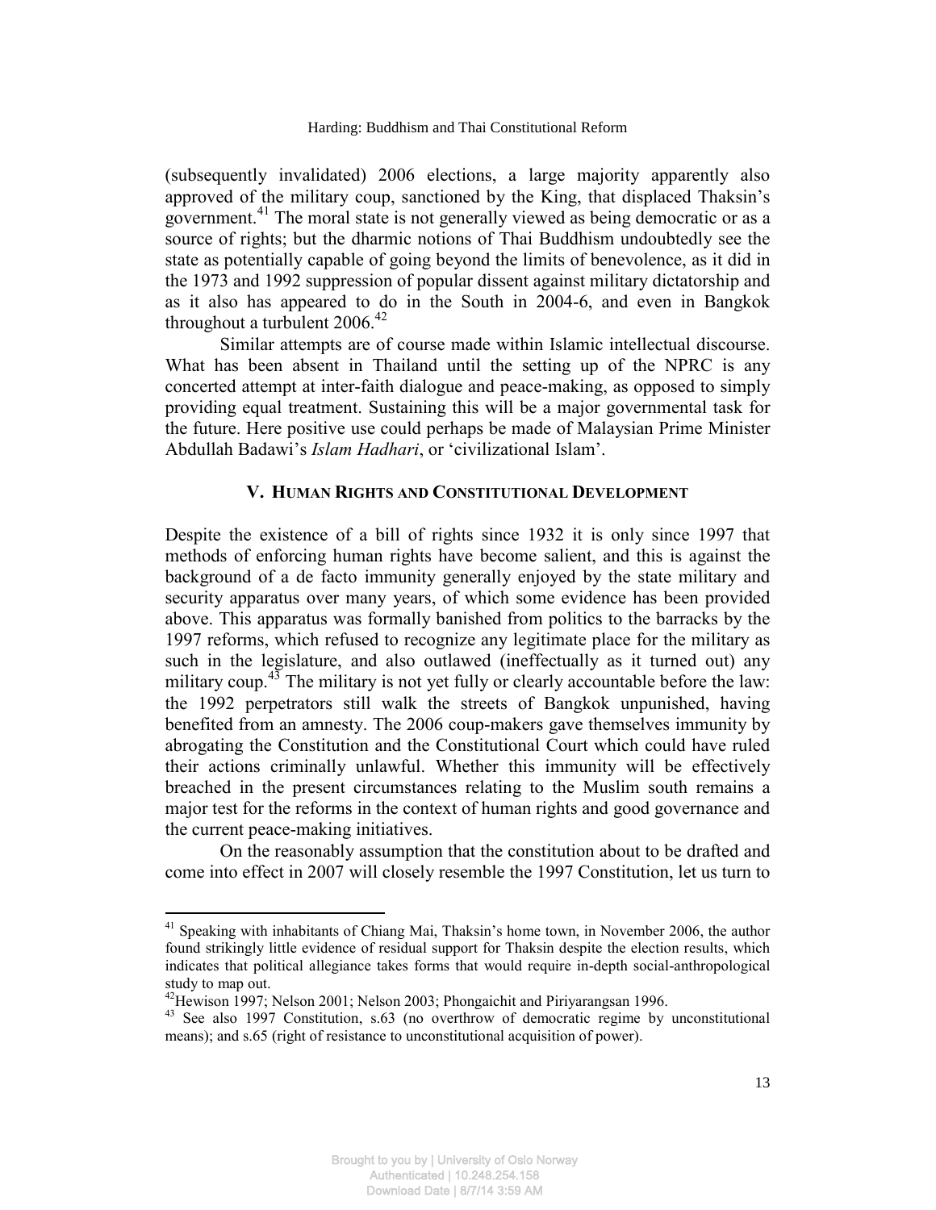(subsequently invalidated) 2006 elections, a large majority apparently also approved of the military coup, sanctioned by the King, that displaced Thaksin's government.[41] The moral state is not generally viewed as being democratic or as a source of rights; but the dharmic notions of Thai Buddhism undoubtedly see the state as potentially capable of going beyond the limits of benevolence, as it did in the 1973 and 1992 suppression of popular dissent against military dictatorship and as it also has appeared to do in the South in 2004-6, and even in Bangkok throughout a turbulent 2006.[42]

Similar attempts are of course made within Islamic intellectual discourse. What has been absent in Thailand until the setting up of the NPRC is any concerted attempt at inter-faith dialogue and peace-making, as opposed to simply providing equal treatment. Sustaining this will be a major governmental task for the future. Here positive use could perhaps be made of Malaysian Prime Minister Abdullah Badawi's *Islam Hadhari*, or 'civilizational Islam'.

## V. Human Rights and Constitutional Development

Despite the existence of a bill of rights since 1932 it is only since 1997 that methods of enforcing human rights have become salient, and this is against the background of a de facto immunity generally enjoyed by the state military and security apparatus over many years, of which some evidence has been provided above. This apparatus was formally banished from politics to the barracks by the 1997 reforms, which refused to recognize any legitimate place for the military as such in the legislature, and also outlawed (ineffectually as it turned out) any military coup.[43] The military is not yet fully or clearly accountable before the law: the 1992 perpetrators still walk the streets of Bangkok unpunished, having benefited from an amnesty. The 2006 coup-makers gave themselves immunity by abrogating the Constitution and the Constitutional Court which could have ruled their actions criminally unlawful. Whether this immunity will be effectively breached in the present circumstances relating to the Muslim south remains a major test for the reforms in the context of human rights and good governance and the current peace-making initiatives.

On the reasonably assumption that the constitution about to be drafted and come into effect in 2007 will closely resemble the 1997 Constitution, let us turn to

---

[41] Speaking with inhabitants of Chiang Mai, Thaksin's home town, in November 2006, the author found strikingly little evidence of residual support for Thaksin despite the election results, which indicates that political allegiance takes forms that would require in-depth social-anthropological study to map out.

[42] Hewison 1997; Nelson 2001; Nelson 2003; Phongaichit and Piriyarangsan 1996.

[43] See also 1997 Constitution, s.63 (no overthrow of democratic regime by unconstitutional means); and s.65 (right of resistance to unconstitutional acquisition of power).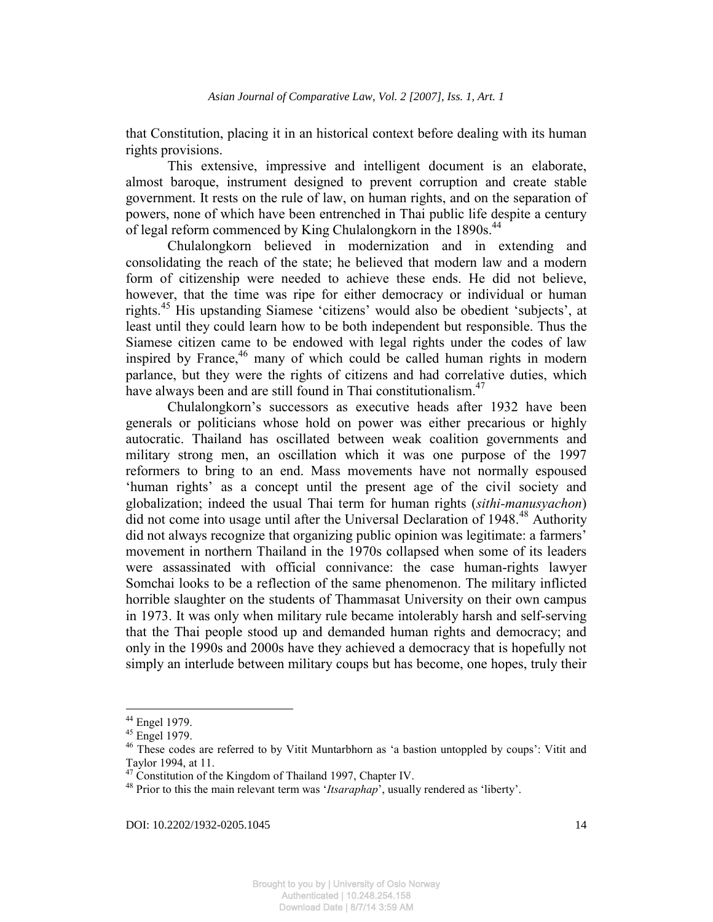that Constitution, placing it in an historical context before dealing with its human rights provisions.

This extensive, impressive and intelligent document is an elaborate, almost baroque, instrument designed to prevent corruption and create stable government. It rests on the rule of law, on human rights, and on the separation of powers, none of which have been entrenched in Thai public life despite a century of legal reform commenced by King Chulalongkorn in the 1890s.[44]

Chulalongkorn believed in modernization and in extending and consolidating the reach of the state; he believed that modern law and a modern form of citizenship were needed to achieve these ends. He did not believe, however, that the time was ripe for either democracy or individual or human rights.[45] His upstanding Siamese 'citizens' would also be obedient 'subjects', at least until they could learn how to be both independent but responsible. Thus the Siamese citizen came to be endowed with legal rights under the codes of law inspired by France,[46] many of which could be called human rights in modern parlance, but they were the rights of citizens and had correlative duties, which have always been and are still found in Thai constitutionalism.[47]

Chulalongkorn's successors as executive heads after 1932 have been generals or politicians whose hold on power was either precarious or highly autocratic. Thailand has oscillated between weak coalition governments and military strong men, an oscillation which it was one purpose of the 1997 reformers to bring to an end. Mass movements have not normally espoused 'human rights' as a concept until the present age of the civil society and globalization; indeed the usual Thai term for human rights (*sithi-manusyachon*) did not come into usage until after the Universal Declaration of 1948.[48] Authority did not always recognize that organizing public opinion was legitimate: a farmers' movement in northern Thailand in the 1970s collapsed when some of its leaders were assassinated with official connivance: the case human-rights lawyer Somchai looks to be a reflection of the same phenomenon. The military inflicted horrible slaughter on the students of Thammasat University on their own campus in 1973. It was only when military rule became intolerably harsh and self-serving that the Thai people stood up and demanded human rights and democracy; and only in the 1990s and 2000s have they achieved a democracy that is hopefully not simply an interlude between military coups but has become, one hopes, truly their

---

[44] Engel 1979.

[45] Engel 1979.

[46] These codes are referred to by Vitit Muntarbhorn as 'a bastion untoppled by coups': Vitit and Taylor 1994, at 11.

[47] Constitution of the Kingdom of Thailand 1997, Chapter IV.

[48] Prior to this the main relevant term was '*Itsaraphap*', usually rendered as 'liberty'.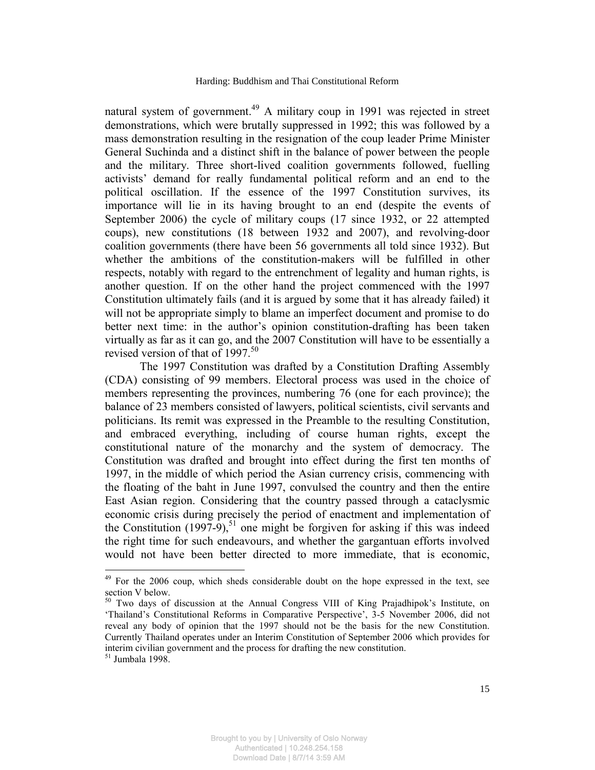natural system of government.[49] A military coup in 1991 was rejected in street demonstrations, which were brutally suppressed in 1992; this was followed by a mass demonstration resulting in the resignation of the coup leader Prime Minister General Suchinda and a distinct shift in the balance of power between the people and the military. Three short-lived coalition governments followed, fuelling activists' demand for really fundamental political reform and an end to the political oscillation. If the essence of the 1997 Constitution survives, its importance will lie in its having brought to an end (despite the events of September 2006) the cycle of military coups (17 since 1932, or 22 attempted coups), new constitutions (18 between 1932 and 2007), and revolving-door coalition governments (there have been 56 governments all told since 1932). But whether the ambitions of the constitution-makers will be fulfilled in other respects, notably with regard to the entrenchment of legality and human rights, is another question. If on the other hand the project commenced with the 1997 Constitution ultimately fails (and it is argued by some that it has already failed) it will not be appropriate simply to blame an imperfect document and promise to do better next time: in the author's opinion constitution-drafting has been taken virtually as far as it can go, and the 2007 Constitution will have to be essentially a revised version of that of 1997.[50]

The 1997 Constitution was drafted by a Constitution Drafting Assembly (CDA) consisting of 99 members. Electoral process was used in the choice of members representing the provinces, numbering 76 (one for each province); the balance of 23 members consisted of lawyers, political scientists, civil servants and politicians. Its remit was expressed in the Preamble to the resulting Constitution, and embraced everything, including of course human rights, except the constitutional nature of the monarchy and the system of democracy. The Constitution was drafted and brought into effect during the first ten months of 1997, in the middle of which period the Asian currency crisis, commencing with the floating of the baht in June 1997, convulsed the country and then the entire East Asian region. Considering that the country passed through a cataclysmic economic crisis during precisely the period of enactment and implementation of the Constitution (1997-9),[51] one might be forgiven for asking if this was indeed the right time for such endeavours, and whether the gargantuan efforts involved would not have been better directed to more immediate, that is economic,

---

[49] For the 2006 coup, which sheds considerable doubt on the hope expressed in the text, see section V below.

[50] Two days of discussion at the Annual Congress VIII of King Prajadhipok's Institute, on 'Thailand's Constitutional Reforms in Comparative Perspective', 3-5 November 2006, did not reveal any body of opinion that the 1997 should not be the basis for the new Constitution. Currently Thailand operates under an Interim Constitution of September 2006 which provides for interim civilian government and the process for drafting the new constitution.

[51] Jumbala 1998.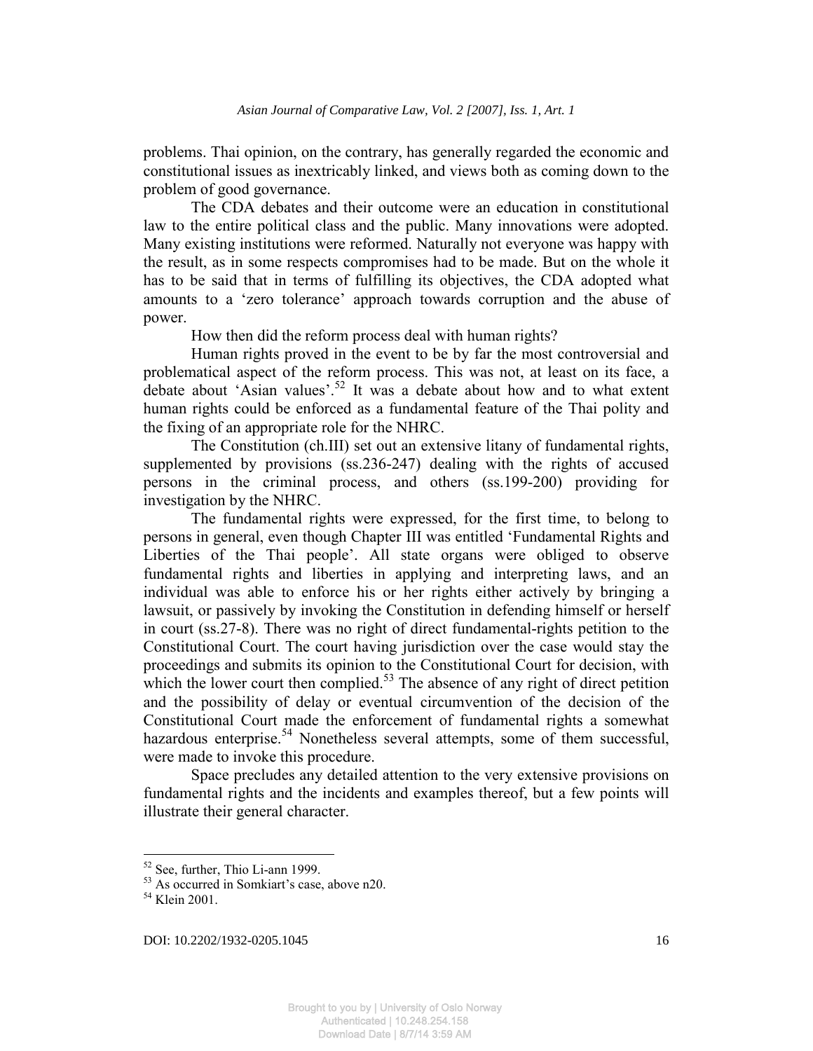problems. Thai opinion, on the contrary, has generally regarded the economic and constitutional issues as inextricably linked, and views both as coming down to the problem of good governance.

The CDA debates and their outcome were an education in constitutional law to the entire political class and the public. Many innovations were adopted. Many existing institutions were reformed. Naturally not everyone was happy with the result, as in some respects compromises had to be made. But on the whole it has to be said that in terms of fulfilling its objectives, the CDA adopted what amounts to a 'zero tolerance' approach towards corruption and the abuse of power.

How then did the reform process deal with human rights?

Human rights proved in the event to be by far the most controversial and problematical aspect of the reform process. This was not, at least on its face, a debate about 'Asian values'.[52] It was a debate about how and to what extent human rights could be enforced as a fundamental feature of the Thai polity and the fixing of an appropriate role for the NHRC.

The Constitution (ch.III) set out an extensive litany of fundamental rights, supplemented by provisions (ss.236-247) dealing with the rights of accused persons in the criminal process, and others (ss.199-200) providing for investigation by the NHRC.

The fundamental rights were expressed, for the first time, to belong to persons in general, even though Chapter III was entitled 'Fundamental Rights and Liberties of the Thai people'. All state organs were obliged to observe fundamental rights and liberties in applying and interpreting laws, and an individual was able to enforce his or her rights either actively by bringing a lawsuit, or passively by invoking the Constitution in defending himself or herself in court (ss.27-8). There was no right of direct fundamental-rights petition to the Constitutional Court. The court having jurisdiction over the case would stay the proceedings and submits its opinion to the Constitutional Court for decision, with which the lower court then complied.[53] The absence of any right of direct petition and the possibility of delay or eventual circumvention of the decision of the Constitutional Court made the enforcement of fundamental rights a somewhat hazardous enterprise.[54] Nonetheless several attempts, some of them successful, were made to invoke this procedure.

Space precludes any detailed attention to the very extensive provisions on fundamental rights and the incidents and examples thereof, but a few points will illustrate their general character.

---

[52] See, further, Thio Li-ann 1999.

[53] As occurred in Somkiart's case, above n20.

[54] Klein 2001.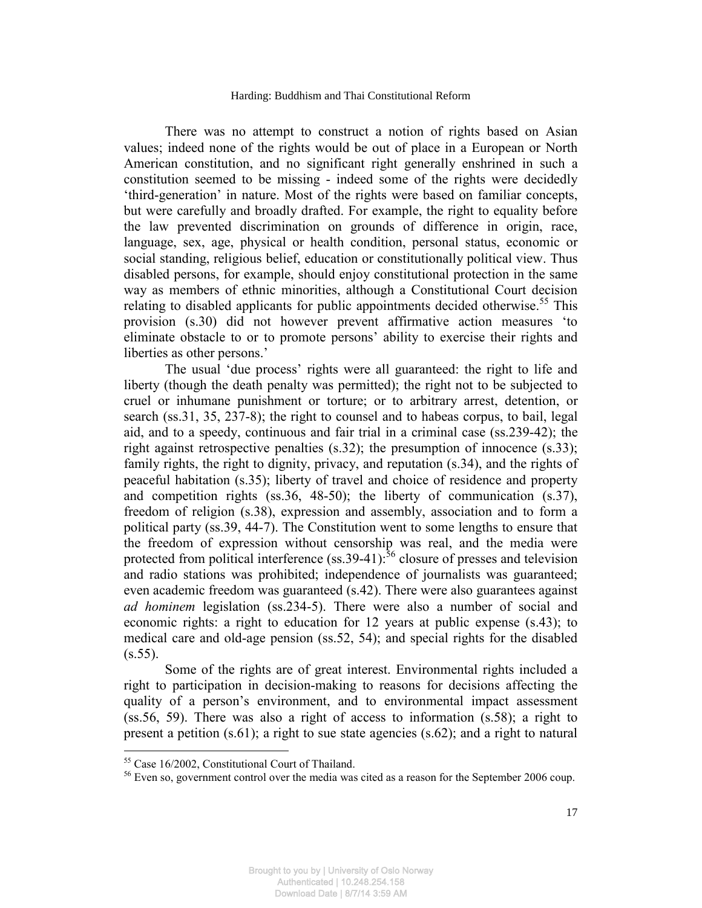There was no attempt to construct a notion of rights based on Asian values; indeed none of the rights would be out of place in a European or North American constitution, and no significant right generally enshrined in such a constitution seemed to be missing - indeed some of the rights were decidedly 'third-generation' in nature. Most of the rights were based on familiar concepts, but were carefully and broadly drafted. For example, the right to equality before the law prevented discrimination on grounds of difference in origin, race, language, sex, age, physical or health condition, personal status, economic or social standing, religious belief, education or constitutionally political view. Thus disabled persons, for example, should enjoy constitutional protection in the same way as members of ethnic minorities, although a Constitutional Court decision relating to disabled applicants for public appointments decided otherwise.[55] This provision (s.30) did not however prevent affirmative action measures 'to eliminate obstacle to or to promote persons' ability to exercise their rights and liberties as other persons.'

The usual 'due process' rights were all guaranteed: the right to life and liberty (though the death penalty was permitted); the right not to be subjected to cruel or inhumane punishment or torture; or to arbitrary arrest, detention, or search (ss.31, 35, 237-8); the right to counsel and to habeas corpus, to bail, legal aid, and to a speedy, continuous and fair trial in a criminal case (ss.239-42); the right against retrospective penalties (s.32); the presumption of innocence (s.33); family rights, the right to dignity, privacy, and reputation (s.34), and the rights of peaceful habitation (s.35); liberty of travel and choice of residence and property and competition rights (ss.36, 48-50); the liberty of communication (s.37), freedom of religion (s.38), expression and assembly, association and to form a political party (ss.39, 44-7). The Constitution went to some lengths to ensure that the freedom of expression without censorship was real, and the media were protected from political interference (ss.39-41):[56] closure of presses and television and radio stations was prohibited; independence of journalists was guaranteed; even academic freedom was guaranteed (s.42). There were also guarantees against *ad hominem* legislation (ss.234-5). There were also a number of social and economic rights: a right to education for 12 years at public expense (s.43); to medical care and old-age pension (ss.52, 54); and special rights for the disabled (s.55).

Some of the rights are of great interest. Environmental rights included a right to participation in decision-making to reasons for decisions affecting the quality of a person's environment, and to environmental impact assessment (ss.56, 59). There was also a right of access to information (s.58); a right to present a petition (s.61); a right to sue state agencies (s.62); and a right to natural

---

[55] Case 16/2002, Constitutional Court of Thailand.

[56] Even so, government control over the media was cited as a reason for the September 2006 coup.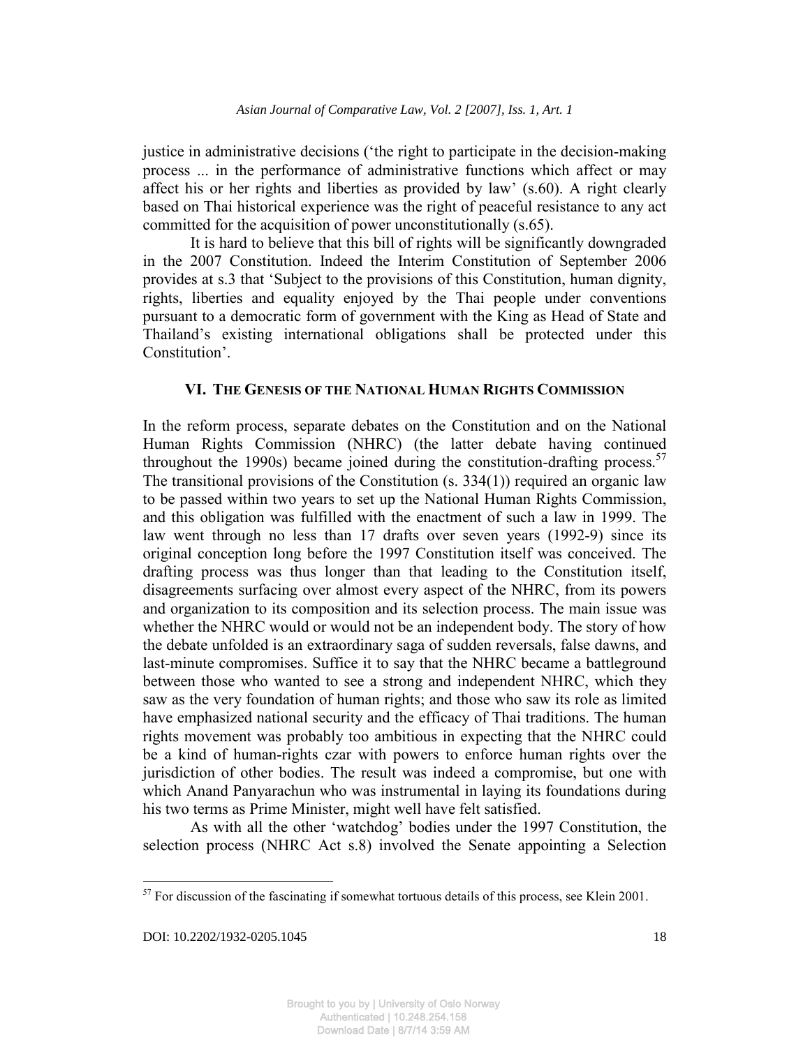justice in administrative decisions ('the right to participate in the decision-making process ... in the performance of administrative functions which affect or may affect his or her rights and liberties as provided by law' (s.60). A right clearly based on Thai historical experience was the right of peaceful resistance to any act committed for the acquisition of power unconstitutionally (s.65).

It is hard to believe that this bill of rights will be significantly downgraded in the 2007 Constitution. Indeed the Interim Constitution of September 2006 provides at s.3 that 'Subject to the provisions of this Constitution, human dignity, rights, liberties and equality enjoyed by the Thai people under conventions pursuant to a democratic form of government with the King as Head of State and Thailand's existing international obligations shall be protected under this Constitution'.

## VI. The Genesis of the National Human Rights Commission

In the reform process, separate debates on the Constitution and on the National Human Rights Commission (NHRC) (the latter debate having continued throughout the 1990s) became joined during the constitution-drafting process.[57] The transitional provisions of the Constitution (s. 334(1)) required an organic law to be passed within two years to set up the National Human Rights Commission, and this obligation was fulfilled with the enactment of such a law in 1999. The law went through no less than 17 drafts over seven years (1992-9) since its original conception long before the 1997 Constitution itself was conceived. The drafting process was thus longer than that leading to the Constitution itself, disagreements surfacing over almost every aspect of the NHRC, from its powers and organization to its composition and its selection process. The main issue was whether the NHRC would or would not be an independent body. The story of how the debate unfolded is an extraordinary saga of sudden reversals, false dawns, and last-minute compromises. Suffice it to say that the NHRC became a battleground between those who wanted to see a strong and independent NHRC, which they saw as the very foundation of human rights; and those who saw its role as limited have emphasized national security and the efficacy of Thai traditions. The human rights movement was probably too ambitious in expecting that the NHRC could be a kind of human-rights czar with powers to enforce human rights over the jurisdiction of other bodies. The result was indeed a compromise, but one with which Anand Panyarachun who was instrumental in laying its foundations during his two terms as Prime Minister, might well have felt satisfied.

As with all the other 'watchdog' bodies under the 1997 Constitution, the selection process (NHRC Act s.8) involved the Senate appointing a Selection

[57] For discussion of the fascinating if somewhat tortuous details of this process, see Klein 2001.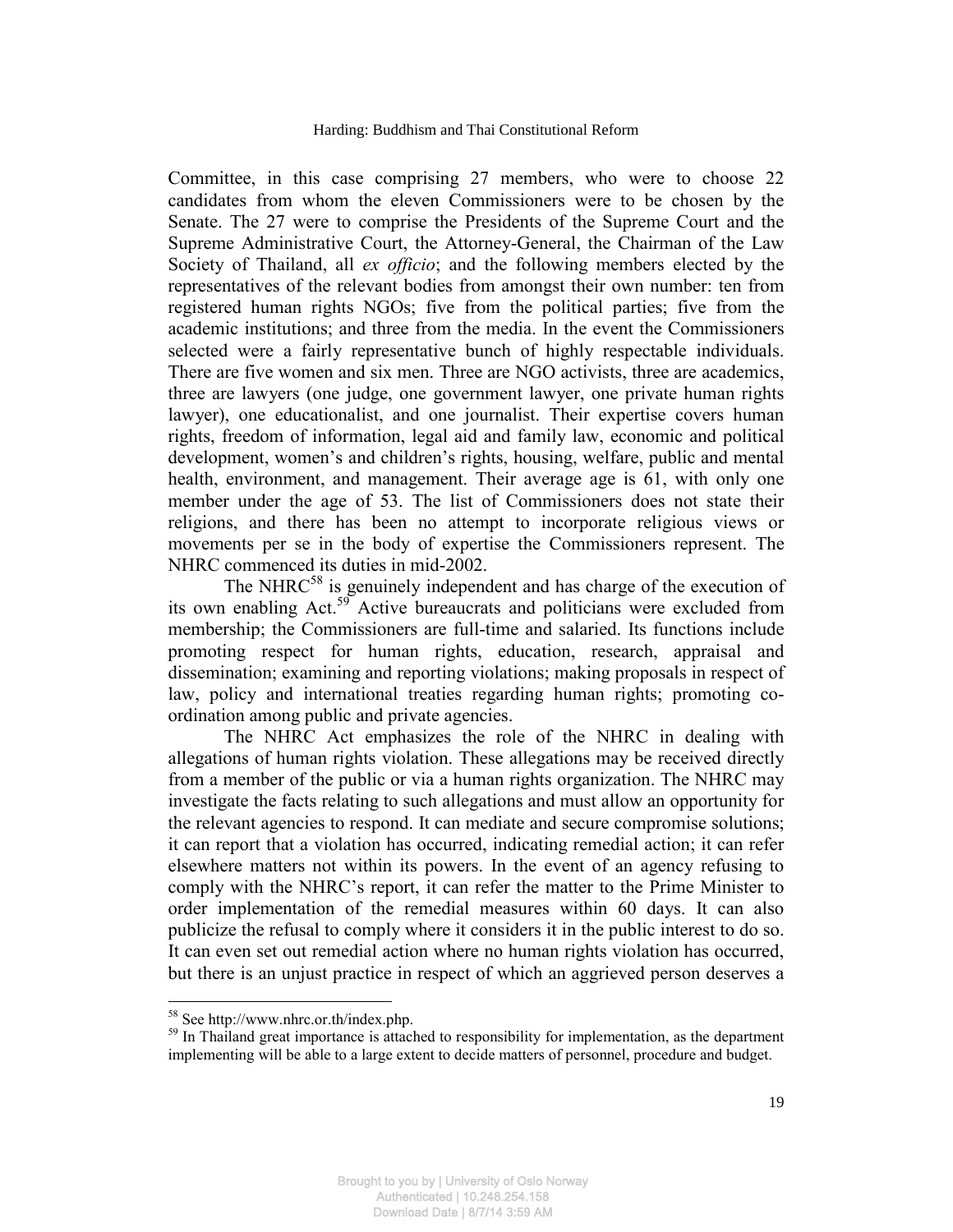Committee, in this case comprising 27 members, who were to choose 22 candidates from whom the eleven Commissioners were to be chosen by the Senate. The 27 were to comprise the Presidents of the Supreme Court and the Supreme Administrative Court, the Attorney-General, the Chairman of the Law Society of Thailand, all *ex officio*; and the following members elected by the representatives of the relevant bodies from amongst their own number: ten from registered human rights NGOs; five from the political parties; five from the academic institutions; and three from the media. In the event the Commissioners selected were a fairly representative bunch of highly respectable individuals. There are five women and six men. Three are NGO activists, three are academics, three are lawyers (one judge, one government lawyer, one private human rights lawyer), one educationalist, and one journalist. Their expertise covers human rights, freedom of information, legal aid and family law, economic and political development, women's and children's rights, housing, welfare, public and mental health, environment, and management. Their average age is 61, with only one member under the age of 53. The list of Commissioners does not state their religions, and there has been no attempt to incorporate religious views or movements per se in the body of expertise the Commissioners represent. The NHRC commenced its duties in mid-2002.

The NHRC[58] is genuinely independent and has charge of the execution of its own enabling Act.[59] Active bureaucrats and politicians were excluded from membership; the Commissioners are full-time and salaried. Its functions include promoting respect for human rights, education, research, appraisal and dissemination; examining and reporting violations; making proposals in respect of law, policy and international treaties regarding human rights; promoting co-ordination among public and private agencies.

The NHRC Act emphasizes the role of the NHRC in dealing with allegations of human rights violation. These allegations may be received directly from a member of the public or via a human rights organization. The NHRC may investigate the facts relating to such allegations and must allow an opportunity for the relevant agencies to respond. It can mediate and secure compromise solutions; it can report that a violation has occurred, indicating remedial action; it can refer elsewhere matters not within its powers. In the event of an agency refusing to comply with the NHRC's report, it can refer the matter to the Prime Minister to order implementation of the remedial measures within 60 days. It can also publicize the refusal to comply where it considers it in the public interest to do so. It can even set out remedial action where no human rights violation has occurred, but there is an unjust practice in respect of which an aggrieved person deserves a

---

[58] See http://www.nhrc.or.th/index.php.

[59] In Thailand great importance is attached to responsibility for implementation, as the department implementing will be able to a large extent to decide matters of personnel, procedure and budget.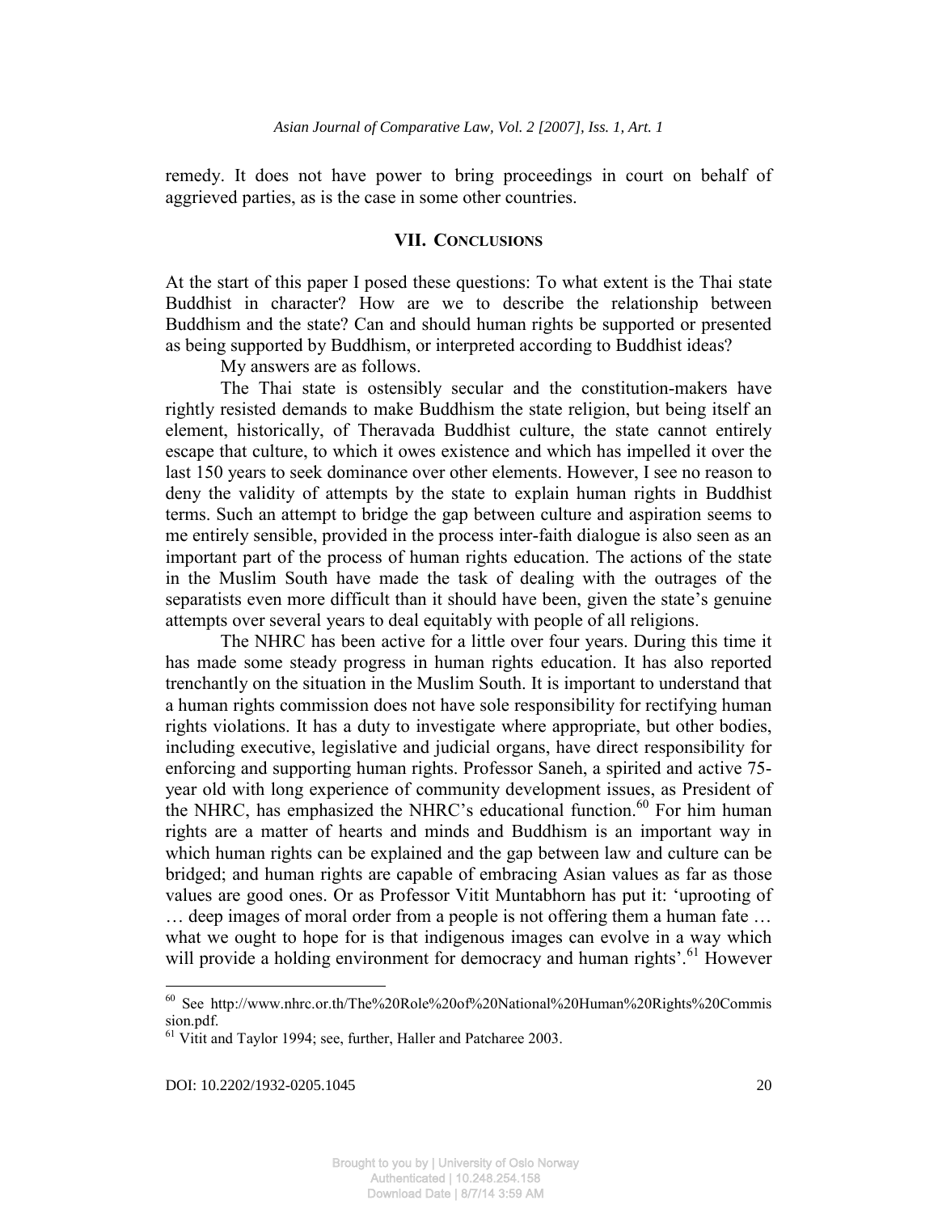remedy. It does not have power to bring proceedings in court on behalf of aggrieved parties, as is the case in some other countries.

## VII. CONCLUSIONS

At the start of this paper I posed these questions: To what extent is the Thai state Buddhist in character? How are we to describe the relationship between Buddhism and the state? Can and should human rights be supported or presented as being supported by Buddhism, or interpreted according to Buddhist ideas?

My answers are as follows.

The Thai state is ostensibly secular and the constitution-makers have rightly resisted demands to make Buddhism the state religion, but being itself an element, historically, of Theravada Buddhist culture, the state cannot entirely escape that culture, to which it owes existence and which has impelled it over the last 150 years to seek dominance over other elements. However, I see no reason to deny the validity of attempts by the state to explain human rights in Buddhist terms. Such an attempt to bridge the gap between culture and aspiration seems to me entirely sensible, provided in the process inter-faith dialogue is also seen as an important part of the process of human rights education. The actions of the state in the Muslim South have made the task of dealing with the outrages of the separatists even more difficult than it should have been, given the state's genuine attempts over several years to deal equitably with people of all religions.

The NHRC has been active for a little over four years. During this time it has made some steady progress in human rights education. It has also reported trenchantly on the situation in the Muslim South. It is important to understand that a human rights commission does not have sole responsibility for rectifying human rights violations. It has a duty to investigate where appropriate, but other bodies, including executive, legislative and judicial organs, have direct responsibility for enforcing and supporting human rights. Professor Saneh, a spirited and active 75-year old with long experience of community development issues, as President of the NHRC, has emphasized the NHRC's educational function.[60] For him human rights are a matter of hearts and minds and Buddhism is an important way in which human rights can be explained and the gap between law and culture can be bridged; and human rights are capable of embracing Asian values as far as those values are good ones. Or as Professor Vitit Muntabhorn has put it: 'uprooting of … deep images of moral order from a people is not offering them a human fate … what we ought to hope for is that indigenous images can evolve in a way which will provide a holding environment for democracy and human rights'.[61] However

---

[60] See http://www.nhrc.or.th/The%20Role%20of%20National%20Human%20Rights%20Commission.pdf.

[61] Vitit and Taylor 1994; see, further, Haller and Patcharee 2003.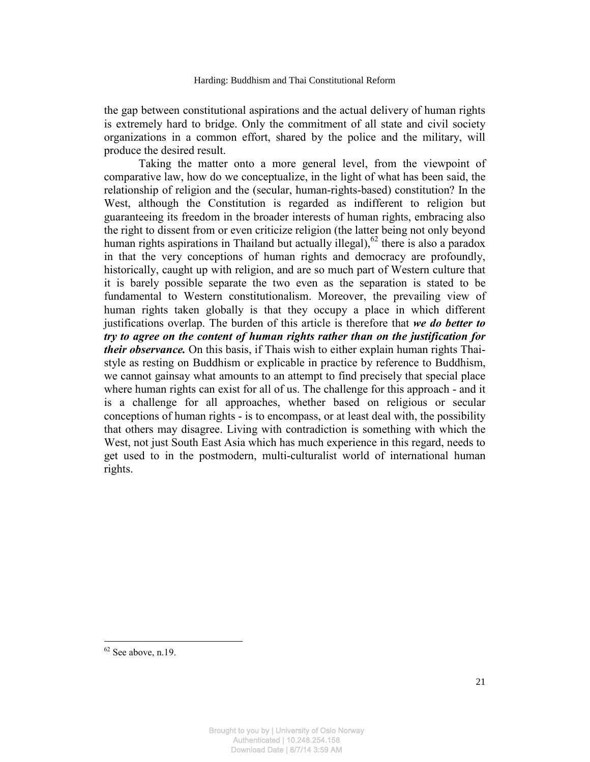the gap between constitutional aspirations and the actual delivery of human rights is extremely hard to bridge. Only the commitment of all state and civil society organizations in a common effort, shared by the police and the military, will produce the desired result.

Taking the matter onto a more general level, from the viewpoint of comparative law, how do we conceptualize, in the light of what has been said, the relationship of religion and the (secular, human-rights-based) constitution? In the West, although the Constitution is regarded as indifferent to religion but guaranteeing its freedom in the broader interests of human rights, embracing also the right to dissent from or even criticize religion (the latter being not only beyond human rights aspirations in Thailand but actually illegal),[62] there is also a paradox in that the very conceptions of human rights and democracy are profoundly, historically, caught up with religion, and are so much part of Western culture that it is barely possible separate the two even as the separation is stated to be fundamental to Western constitutionalism. Moreover, the prevailing view of human rights taken globally is that they occupy a place in which different justifications overlap. The burden of this article is therefore that ***we do better to try to agree on the content of human rights rather than on the justification for their observance.*** On this basis, if Thais wish to either explain human rights Thai-style as resting on Buddhism or explicable in practice by reference to Buddhism, we cannot gainsay what amounts to an attempt to find precisely that special place where human rights can exist for all of us. The challenge for this approach - and it is a challenge for all approaches, whether based on religious or secular conceptions of human rights - is to encompass, or at least deal with, the possibility that others may disagree. Living with contradiction is something with which the West, not just South East Asia which has much experience in this regard, needs to get used to in the postmodern, multi-culturalist world of international human rights.

---

[62] See above, n.19.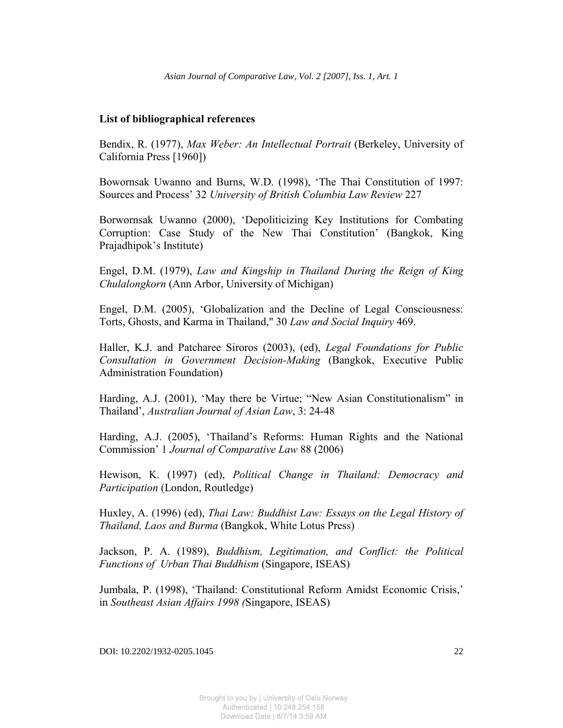**List of bibliographical references**

Bendix, R. (1977), *Max Weber: An Intellectual Portrait* (Berkeley, University of California Press [1960])

Bowornsak Uwanno and Burns, W.D. (1998), 'The Thai Constitution of 1997: Sources and Process' 32 *University of British Columbia Law Review* 227

Borwornsak Uwanno (2000), 'Depoliticizing Key Institutions for Combating Corruption: Case Study of the New Thai Constitution' (Bangkok, King Prajadhipok's Institute)

Engel, D.M. (1979), *Law and Kingship in Thailand During the Reign of King Chulalongkorn* (Ann Arbor, University of Michigan)

Engel, D.M. (2005), 'Globalization and the Decline of Legal Consciousness: Torts, Ghosts, and Karma in Thailand," 30 *Law and Social Inquiry* 469.

Haller, K.J. and Patcharee Siroros (2003), (ed), *Legal Foundations for Public Consultation in Government Decision-Making* (Bangkok, Executive Public Administration Foundation)

Harding, A.J. (2001), 'May there be Virtue; "New Asian Constitutionalism" in Thailand', *Australian Journal of Asian Law*, 3: 24-48

Harding, A.J. (2005), 'Thailand's Reforms: Human Rights and the National Commission' 1 *Journal of Comparative Law* 88 (2006)

Hewison, K. (1997) (ed), *Political Change in Thailand: Democracy and Participation* (London, Routledge)

Huxley, A. (1996) (ed), *Thai Law: Buddhist Law: Essays on the Legal History of Thailand, Laos and Burma* (Bangkok, White Lotus Press)

Jackson, P. A. (1989), *Buddhism, Legitimation, and Conflict: the Political Functions of Urban Thai Buddhism* (Singapore, ISEAS)

Jumbala, P. (1998), 'Thailand: Constitutional Reform Amidst Economic Crisis,' in *Southeast Asian Affairs 1998 (*Singapore, ISEAS)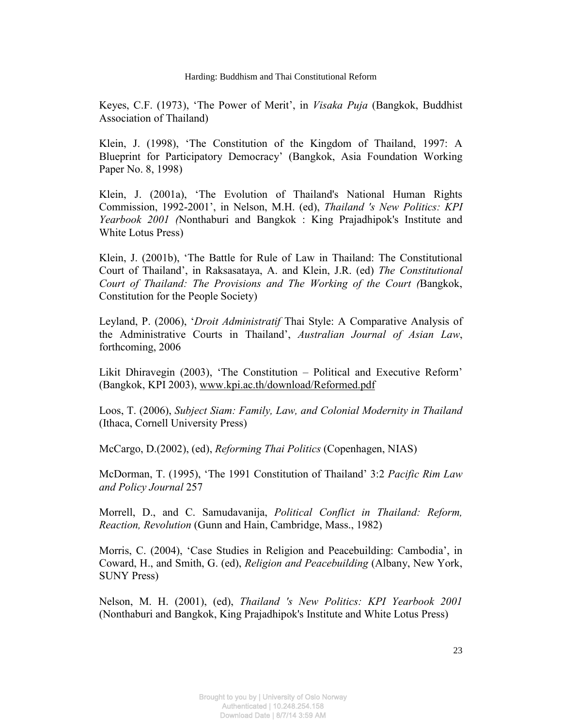Keyes, C.F. (1973), 'The Power of Merit', in *Visaka Puja* (Bangkok, Buddhist Association of Thailand)

Klein, J. (1998), 'The Constitution of the Kingdom of Thailand, 1997: A Blueprint for Participatory Democracy' (Bangkok, Asia Foundation Working Paper No. 8, 1998)

Klein, J. (2001a), 'The Evolution of Thailand's National Human Rights Commission, 1992-2001', in Nelson, M.H. (ed), *Thailand 's New Politics: KPI Yearbook 2001 (*Nonthaburi and Bangkok : King Prajadhipok's Institute and White Lotus Press)

Klein, J. (2001b), 'The Battle for Rule of Law in Thailand: The Constitutional Court of Thailand', in Raksasataya, A. and Klein, J.R. (ed) *The Constitutional Court of Thailand: The Provisions and The Working of the Court (*Bangkok, Constitution for the People Society)

Leyland, P. (2006), '*Droit Administratif* Thai Style: A Comparative Analysis of the Administrative Courts in Thailand', *Australian Journal of Asian Law*, forthcoming, 2006

Likit Dhiravegin (2003), 'The Constitution – Political and Executive Reform' (Bangkok, KPI 2003), www.kpi.ac.th/download/Reformed.pdf

Loos, T. (2006), *Subject Siam: Family, Law, and Colonial Modernity in Thailand* (Ithaca, Cornell University Press)

McCargo, D.(2002), (ed), *Reforming Thai Politics* (Copenhagen, NIAS)

McDorman, T. (1995), 'The 1991 Constitution of Thailand' 3:2 *Pacific Rim Law and Policy Journal* 257

Morrell, D., and C. Samudavanija, *Political Conflict in Thailand: Reform, Reaction, Revolution* (Gunn and Hain, Cambridge, Mass., 1982)

Morris, C. (2004), 'Case Studies in Religion and Peacebuilding: Cambodia', in Coward, H., and Smith, G. (ed), *Religion and Peacebuilding* (Albany, New York, SUNY Press)

Nelson, M. H. (2001), (ed), *Thailand 's New Politics: KPI Yearbook 2001* (Nonthaburi and Bangkok, King Prajadhipok's Institute and White Lotus Press)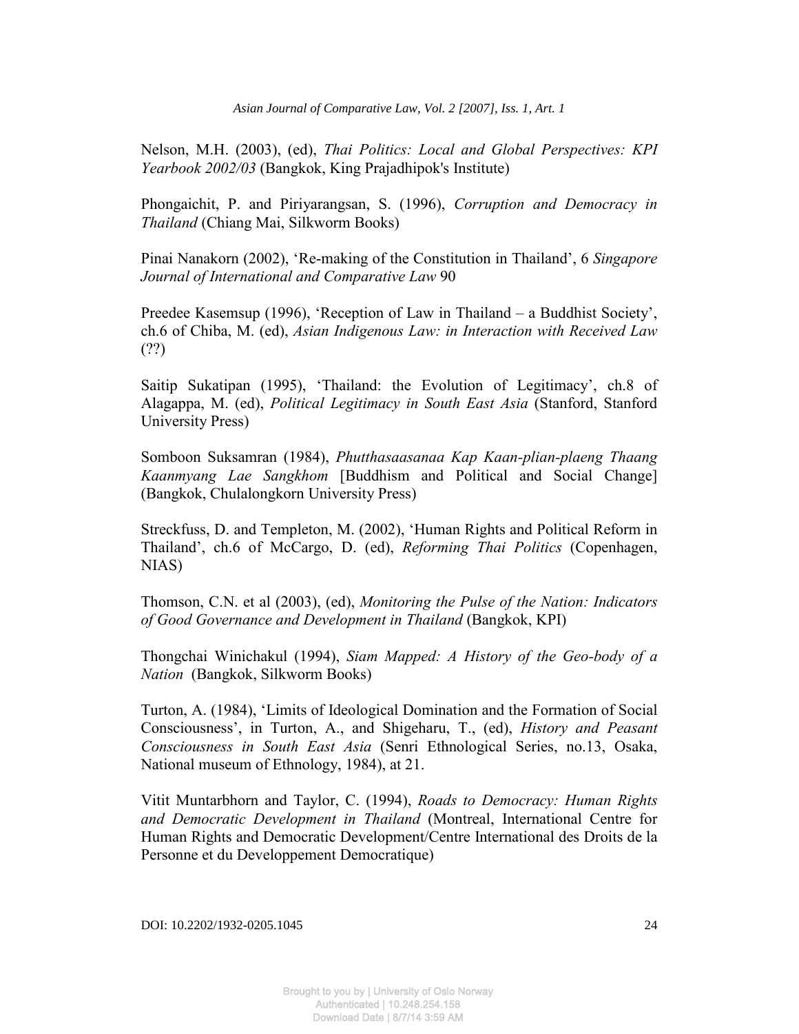Nelson, M.H. (2003), (ed), *Thai Politics: Local and Global Perspectives: KPI Yearbook 2002/03* (Bangkok, King Prajadhipok's Institute)

Phongaichit, P. and Piriyarangsan, S. (1996), *Corruption and Democracy in Thailand* (Chiang Mai, Silkworm Books)

Pinai Nanakorn (2002), 'Re-making of the Constitution in Thailand', 6 *Singapore Journal of International and Comparative Law* 90

Preedee Kasemsup (1996), 'Reception of Law in Thailand – a Buddhist Society', ch.6 of Chiba, M. (ed), *Asian Indigenous Law: in Interaction with Received Law* (??)

Saitip Sukatipan (1995), 'Thailand: the Evolution of Legitimacy', ch.8 of Alagappa, M. (ed), *Political Legitimacy in South East Asia* (Stanford, Stanford University Press)

Somboon Suksamran (1984), *Phutthasaasanaa Kap Kaan-plian-plaeng Thaang Kaanmyang Lae Sangkhom* [Buddhism and Political and Social Change] (Bangkok, Chulalongkorn University Press)

Streckfuss, D. and Templeton, M. (2002), 'Human Rights and Political Reform in Thailand', ch.6 of McCargo, D. (ed), *Reforming Thai Politics* (Copenhagen, NIAS)

Thomson, C.N. et al (2003), (ed), *Monitoring the Pulse of the Nation: Indicators of Good Governance and Development in Thailand* (Bangkok, KPI)

Thongchai Winichakul (1994), *Siam Mapped: A History of the Geo-body of a Nation* (Bangkok, Silkworm Books)

Turton, A. (1984), 'Limits of Ideological Domination and the Formation of Social Consciousness', in Turton, A., and Shigeharu, T., (ed), *History and Peasant Consciousness in South East Asia* (Senri Ethnological Series, no.13, Osaka, National museum of Ethnology, 1984), at 21.

Vitit Muntarbhorn and Taylor, C. (1994), *Roads to Democracy: Human Rights and Democratic Development in Thailand* (Montreal, International Centre for Human Rights and Democratic Development/Centre International des Droits de la Personne et du Developpement Democratique)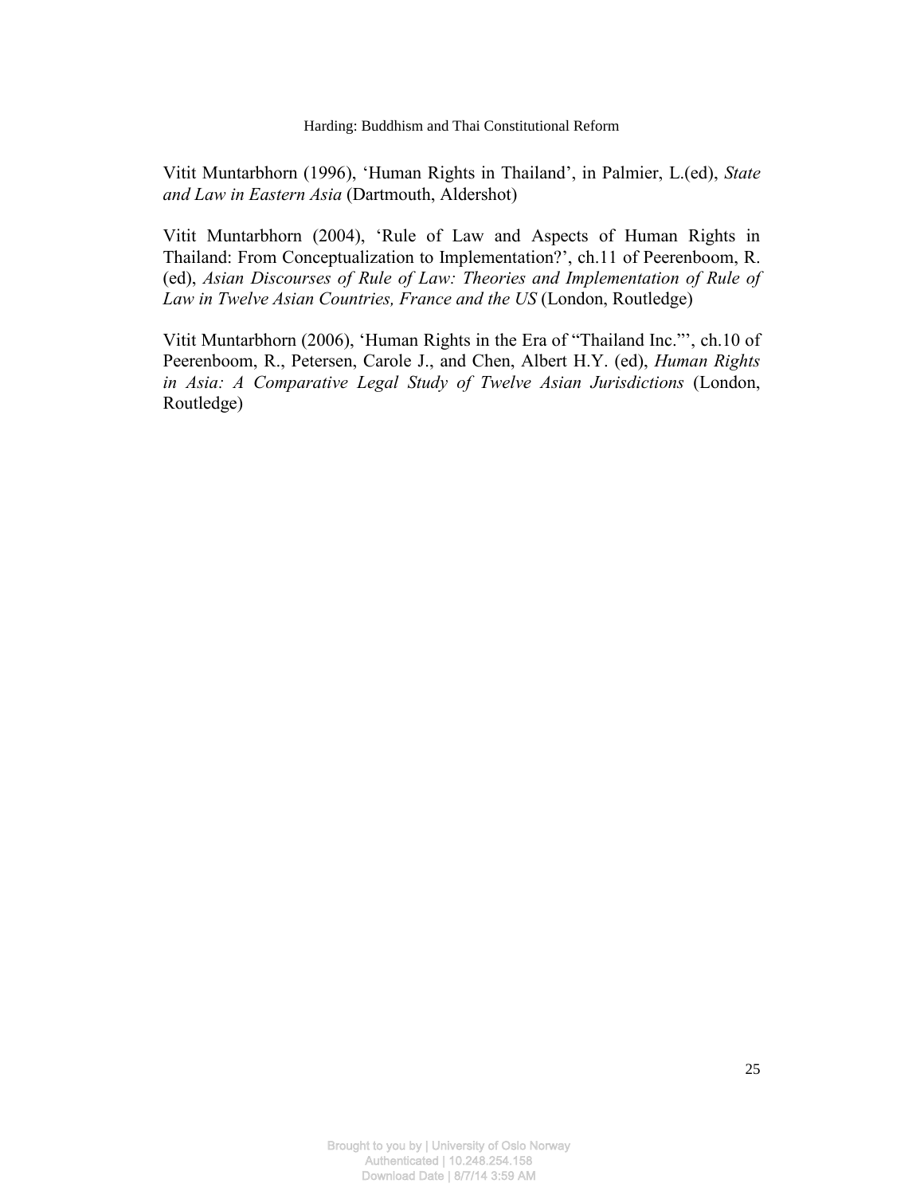Vitit Muntarbhorn (1996), 'Human Rights in Thailand', in Palmier, L.(ed), *State and Law in Eastern Asia* (Dartmouth, Aldershot)

Vitit Muntarbhorn (2004), 'Rule of Law and Aspects of Human Rights in Thailand: From Conceptualization to Implementation?', ch.11 of Peerenboom, R. (ed), *Asian Discourses of Rule of Law: Theories and Implementation of Rule of Law in Twelve Asian Countries, France and the US* (London, Routledge)

Vitit Muntarbhorn (2006), 'Human Rights in the Era of "Thailand Inc."', ch.10 of Peerenboom, R., Petersen, Carole J., and Chen, Albert H.Y. (ed), *Human Rights in Asia: A Comparative Legal Study of Twelve Asian Jurisdictions* (London, Routledge)